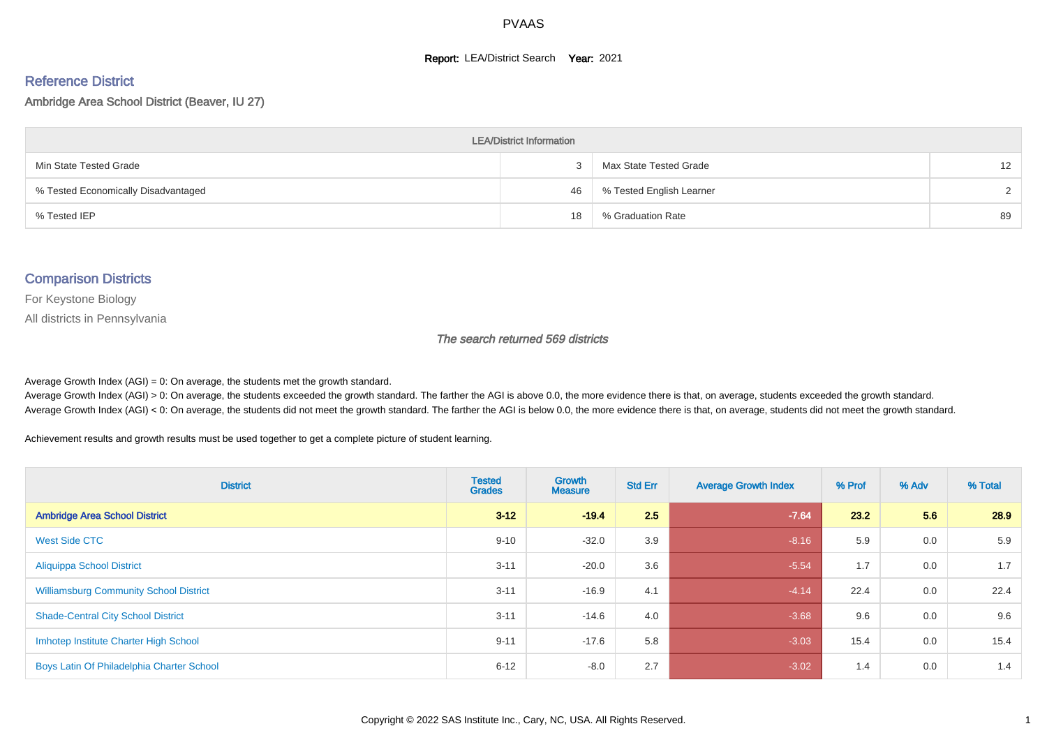PVAAS

**Report:** LEA/District Search **Year:** 2021

## Reference District

Ambridge Area School District (Beaver, IU 27)

| LEA/District Information | | | |
|---|---|---|---|
| Min State Tested Grade | 3 | Max State Tested Grade | 12 |
| % Tested Economically Disadvantaged | 46 | % Tested English Learner | 2 |
| % Tested IEP | 18 | % Graduation Rate | 89 |

## Comparison Districts

For Keystone Biology

All districts in Pennsylvania

*The search returned 569 districts*

Average Growth Index (AGI) = 0: On average, the students met the growth standard.
Average Growth Index (AGI) > 0: On average, the students exceeded the growth standard. The farther the AGI is above 0.0, the more evidence there is that, on average, students exceeded the growth standard.
Average Growth Index (AGI) < 0: On average, the students did not meet the growth standard. The farther the AGI is below 0.0, the more evidence there is that, on average, students did not meet the growth standard.

Achievement results and growth results must be used together to get a complete picture of student learning.

| District | Tested Grades | Growth Measure | Std Err | Average Growth Index | % Prof | % Adv | % Total |
|---|---|---|---|---|---|---|---|
| **Ambridge Area School District** | **3-12** | **-19.4** | **2.5** | **-7.64** | **23.2** | **5.6** | **28.9** |
| West Side CTC | 9-10 | -32.0 | 3.9 | -8.16 | 5.9 | 0.0 | 5.9 |
| Aliquippa School District | 3-11 | -20.0 | 3.6 | -5.54 | 1.7 | 0.0 | 1.7 |
| Williamsburg Community School District | 3-11 | -16.9 | 4.1 | -4.14 | 22.4 | 0.0 | 22.4 |
| Shade-Central City School District | 3-11 | -14.6 | 4.0 | -3.68 | 9.6 | 0.0 | 9.6 |
| Imhotep Institute Charter High School | 9-11 | -17.6 | 5.8 | -3.03 | 15.4 | 0.0 | 15.4 |
| Boys Latin Of Philadelphia Charter School | 6-12 | -8.0 | 2.7 | -3.02 | 1.4 | 0.0 | 1.4 |

Copyright © 2022 SAS Institute Inc., Cary, NC, USA. All Rights Reserved.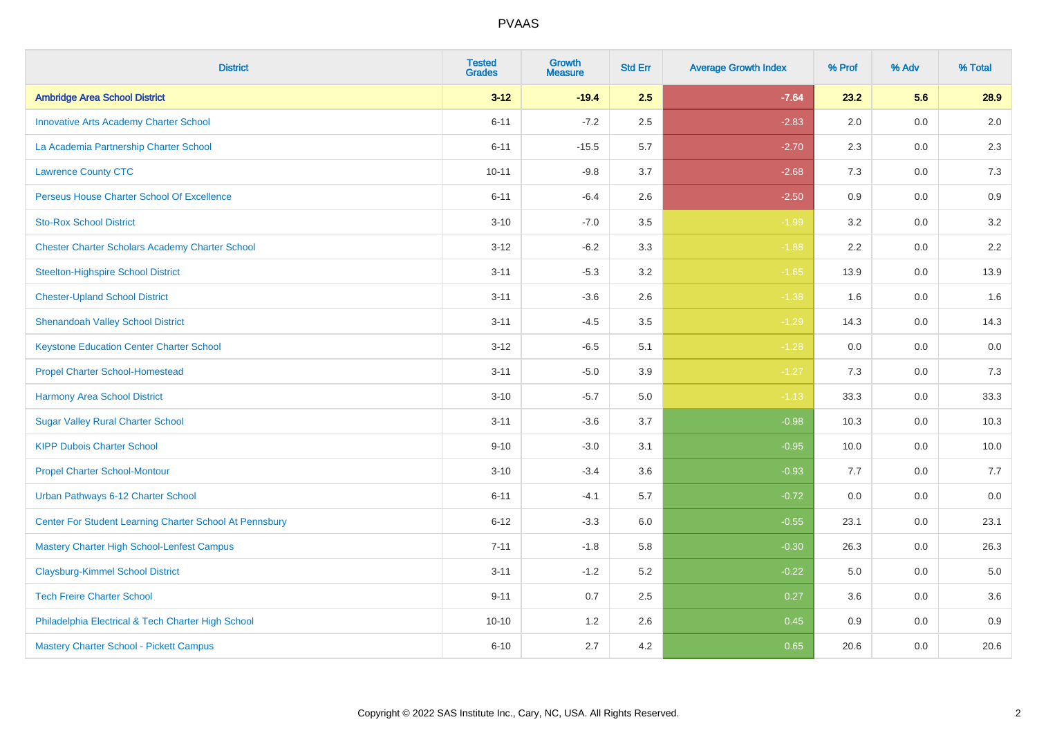# PVAAS

| District | Tested Grades | Growth Measure | Std Err | Average Growth Index | % Prof | % Adv | % Total |
|---|---|---|---|---|---|---|---|
| **Ambridge Area School District** | **3-12** | **-19.4** | **2.5** | **-7.64** | **23.2** | **5.6** | **28.9** |
| Innovative Arts Academy Charter School | 6-11 | -7.2 | 2.5 | -2.83 | 2.0 | 0.0 | 2.0 |
| La Academia Partnership Charter School | 6-11 | -15.5 | 5.7 | -2.70 | 2.3 | 0.0 | 2.3 |
| Lawrence County CTC | 10-11 | -9.8 | 3.7 | -2.68 | 7.3 | 0.0 | 7.3 |
| Perseus House Charter School Of Excellence | 6-11 | -6.4 | 2.6 | -2.50 | 0.9 | 0.0 | 0.9 |
| Sto-Rox School District | 3-10 | -7.0 | 3.5 | -1.99 | 3.2 | 0.0 | 3.2 |
| Chester Charter Scholars Academy Charter School | 3-12 | -6.2 | 3.3 | -1.88 | 2.2 | 0.0 | 2.2 |
| Steelton-Highspire School District | 3-11 | -5.3 | 3.2 | -1.65 | 13.9 | 0.0 | 13.9 |
| Chester-Upland School District | 3-11 | -3.6 | 2.6 | -1.38 | 1.6 | 0.0 | 1.6 |
| Shenandoah Valley School District | 3-11 | -4.5 | 3.5 | -1.29 | 14.3 | 0.0 | 14.3 |
| Keystone Education Center Charter School | 3-12 | -6.5 | 5.1 | -1.28 | 0.0 | 0.0 | 0.0 |
| Propel Charter School-Homestead | 3-11 | -5.0 | 3.9 | -1.27 | 7.3 | 0.0 | 7.3 |
| Harmony Area School District | 3-10 | -5.7 | 5.0 | -1.13 | 33.3 | 0.0 | 33.3 |
| Sugar Valley Rural Charter School | 3-11 | -3.6 | 3.7 | -0.98 | 10.3 | 0.0 | 10.3 |
| KIPP Dubois Charter School | 9-10 | -3.0 | 3.1 | -0.95 | 10.0 | 0.0 | 10.0 |
| Propel Charter School-Montour | 3-10 | -3.4 | 3.6 | -0.93 | 7.7 | 0.0 | 7.7 |
| Urban Pathways 6-12 Charter School | 6-11 | -4.1 | 5.7 | -0.72 | 0.0 | 0.0 | 0.0 |
| Center For Student Learning Charter School At Pennsbury | 6-12 | -3.3 | 6.0 | -0.55 | 23.1 | 0.0 | 23.1 |
| Mastery Charter High School-Lenfest Campus | 7-11 | -1.8 | 5.8 | -0.30 | 26.3 | 0.0 | 26.3 |
| Claysburg-Kimmel School District | 3-11 | -1.2 | 5.2 | -0.22 | 5.0 | 0.0 | 5.0 |
| Tech Freire Charter School | 9-11 | 0.7 | 2.5 | 0.27 | 3.6 | 0.0 | 3.6 |
| Philadelphia Electrical & Tech Charter High School | 10-10 | 1.2 | 2.6 | 0.45 | 0.9 | 0.0 | 0.9 |
| Mastery Charter School - Pickett Campus | 6-10 | 2.7 | 4.2 | 0.65 | 20.6 | 0.0 | 20.6 |

Copyright © 2022 SAS Institute Inc., Cary, NC, USA. All Rights Reserved.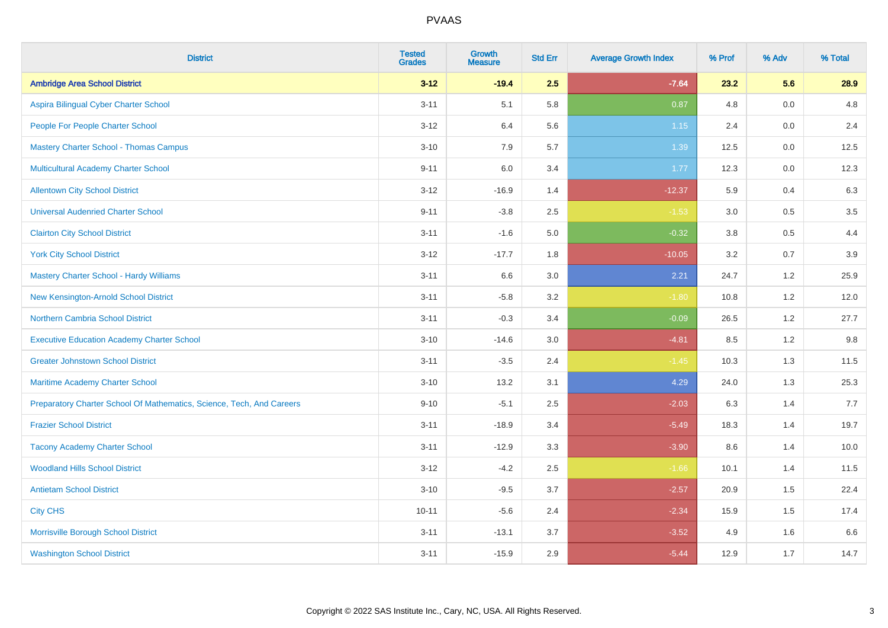PVAAS

| District | Tested Grades | Growth Measure | Std Err | Average Growth Index | % Prof | % Adv | % Total |
|---|---|---|---|---|---|---|---|
| **Ambridge Area School District** | **3-12** | **-19.4** | **2.5** | **-7.64** | **23.2** | **5.6** | **28.9** |
| Aspira Bilingual Cyber Charter School | 3-11 | 5.1 | 5.8 | 0.87 | 4.8 | 0.0 | 4.8 |
| People For People Charter School | 3-12 | 6.4 | 5.6 | 1.15 | 2.4 | 0.0 | 2.4 |
| Mastery Charter School - Thomas Campus | 3-10 | 7.9 | 5.7 | 1.39 | 12.5 | 0.0 | 12.5 |
| Multicultural Academy Charter School | 9-11 | 6.0 | 3.4 | 1.77 | 12.3 | 0.0 | 12.3 |
| Allentown City School District | 3-12 | -16.9 | 1.4 | -12.37 | 5.9 | 0.4 | 6.3 |
| Universal Audenried Charter School | 9-11 | -3.8 | 2.5 | -1.53 | 3.0 | 0.5 | 3.5 |
| Clairton City School District | 3-11 | -1.6 | 5.0 | -0.32 | 3.8 | 0.5 | 4.4 |
| York City School District | 3-12 | -17.7 | 1.8 | -10.05 | 3.2 | 0.7 | 3.9 |
| Mastery Charter School - Hardy Williams | 3-11 | 6.6 | 3.0 | 2.21 | 24.7 | 1.2 | 25.9 |
| New Kensington-Arnold School District | 3-11 | -5.8 | 3.2 | -1.80 | 10.8 | 1.2 | 12.0 |
| Northern Cambria School District | 3-11 | -0.3 | 3.4 | -0.09 | 26.5 | 1.2 | 27.7 |
| Executive Education Academy Charter School | 3-10 | -14.6 | 3.0 | -4.81 | 8.5 | 1.2 | 9.8 |
| Greater Johnstown School District | 3-11 | -3.5 | 2.4 | -1.45 | 10.3 | 1.3 | 11.5 |
| Maritime Academy Charter School | 3-10 | 13.2 | 3.1 | 4.29 | 24.0 | 1.3 | 25.3 |
| Preparatory Charter School Of Mathematics, Science, Tech, And Careers | 9-10 | -5.1 | 2.5 | -2.03 | 6.3 | 1.4 | 7.7 |
| Frazier School District | 3-11 | -18.9 | 3.4 | -5.49 | 18.3 | 1.4 | 19.7 |
| Tacony Academy Charter School | 3-11 | -12.9 | 3.3 | -3.90 | 8.6 | 1.4 | 10.0 |
| Woodland Hills School District | 3-12 | -4.2 | 2.5 | -1.66 | 10.1 | 1.4 | 11.5 |
| Antietam School District | 3-10 | -9.5 | 3.7 | -2.57 | 20.9 | 1.5 | 22.4 |
| City CHS | 10-11 | -5.6 | 2.4 | -2.34 | 15.9 | 1.5 | 17.4 |
| Morrisville Borough School District | 3-11 | -13.1 | 3.7 | -3.52 | 4.9 | 1.6 | 6.6 |
| Washington School District | 3-11 | -15.9 | 2.9 | -5.44 | 12.9 | 1.7 | 14.7 |

Copyright © 2022 SAS Institute Inc., Cary, NC, USA. All Rights Reserved.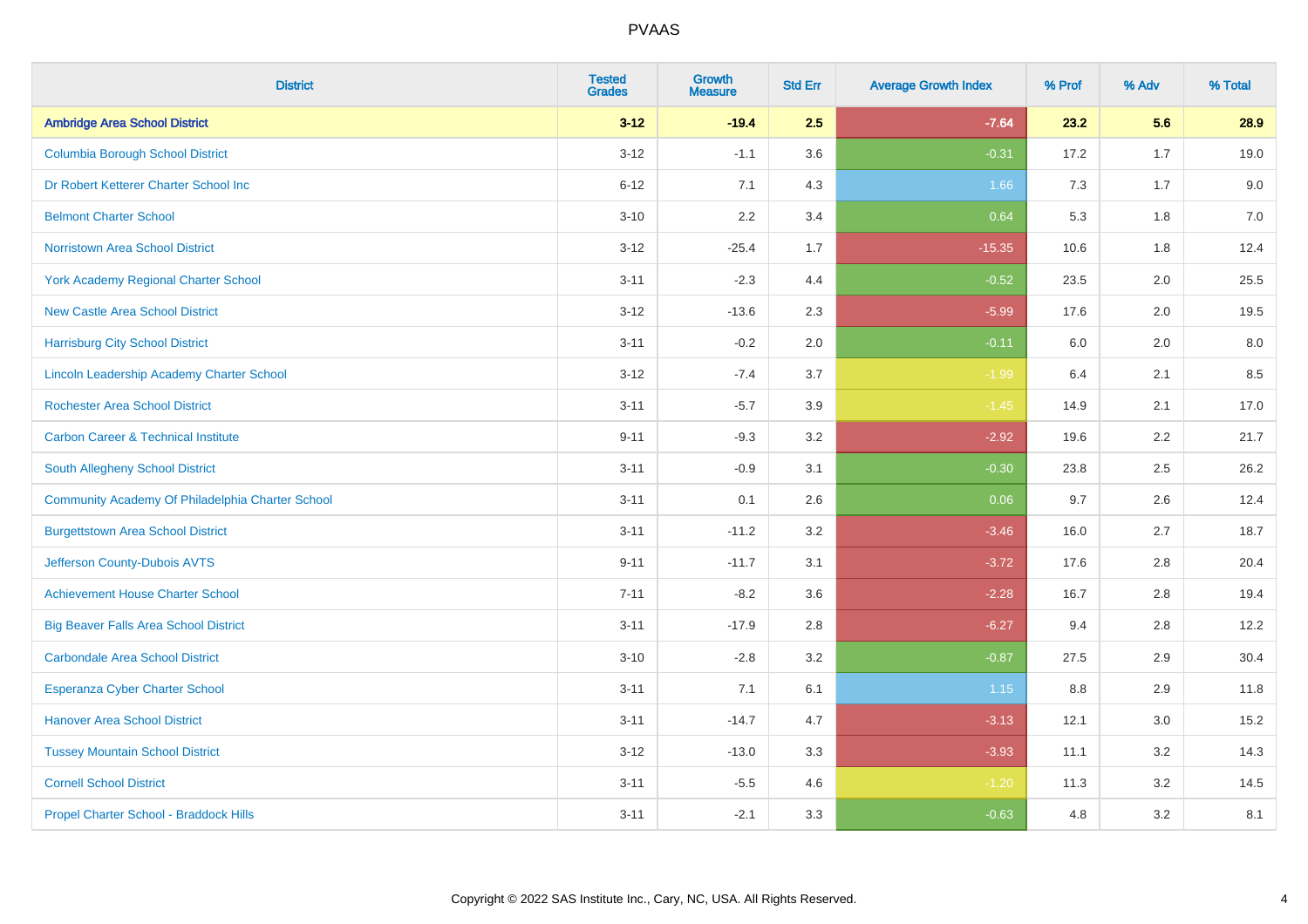# PVAAS

| District | Tested Grades | Growth Measure | Std Err | Average Growth Index | % Prof | % Adv | % Total |
|---|---|---|---|---|---|---|---|
| **Ambridge Area School District** | **3-12** | **-19.4** | **2.5** | **-7.64** | **23.2** | **5.6** | **28.9** |
| Columbia Borough School District | 3-12 | -1.1 | 3.6 | -0.31 | 17.2 | 1.7 | 19.0 |
| Dr Robert Ketterer Charter School Inc | 6-12 | 7.1 | 4.3 | 1.66 | 7.3 | 1.7 | 9.0 |
| Belmont Charter School | 3-10 | 2.2 | 3.4 | 0.64 | 5.3 | 1.8 | 7.0 |
| Norristown Area School District | 3-12 | -25.4 | 1.7 | -15.35 | 10.6 | 1.8 | 12.4 |
| York Academy Regional Charter School | 3-11 | -2.3 | 4.4 | -0.52 | 23.5 | 2.0 | 25.5 |
| New Castle Area School District | 3-12 | -13.6 | 2.3 | -5.99 | 17.6 | 2.0 | 19.5 |
| Harrisburg City School District | 3-11 | -0.2 | 2.0 | -0.11 | 6.0 | 2.0 | 8.0 |
| Lincoln Leadership Academy Charter School | 3-12 | -7.4 | 3.7 | -1.99 | 6.4 | 2.1 | 8.5 |
| Rochester Area School District | 3-11 | -5.7 | 3.9 | -1.45 | 14.9 | 2.1 | 17.0 |
| Carbon Career & Technical Institute | 9-11 | -9.3 | 3.2 | -2.92 | 19.6 | 2.2 | 21.7 |
| South Allegheny School District | 3-11 | -0.9 | 3.1 | -0.30 | 23.8 | 2.5 | 26.2 |
| Community Academy Of Philadelphia Charter School | 3-11 | 0.1 | 2.6 | 0.06 | 9.7 | 2.6 | 12.4 |
| Burgettstown Area School District | 3-11 | -11.2 | 3.2 | -3.46 | 16.0 | 2.7 | 18.7 |
| Jefferson County-Dubois AVTS | 9-11 | -11.7 | 3.1 | -3.72 | 17.6 | 2.8 | 20.4 |
| Achievement House Charter School | 7-11 | -8.2 | 3.6 | -2.28 | 16.7 | 2.8 | 19.4 |
| Big Beaver Falls Area School District | 3-11 | -17.9 | 2.8 | -6.27 | 9.4 | 2.8 | 12.2 |
| Carbondale Area School District | 3-10 | -2.8 | 3.2 | -0.87 | 27.5 | 2.9 | 30.4 |
| Esperanza Cyber Charter School | 3-11 | 7.1 | 6.1 | 1.15 | 8.8 | 2.9 | 11.8 |
| Hanover Area School District | 3-11 | -14.7 | 4.7 | -3.13 | 12.1 | 3.0 | 15.2 |
| Tussey Mountain School District | 3-12 | -13.0 | 3.3 | -3.93 | 11.1 | 3.2 | 14.3 |
| Cornell School District | 3-11 | -5.5 | 4.6 | -1.20 | 11.3 | 3.2 | 14.5 |
| Propel Charter School - Braddock Hills | 3-11 | -2.1 | 3.3 | -0.63 | 4.8 | 3.2 | 8.1 |

Copyright © 2022 SAS Institute Inc., Cary, NC, USA. All Rights Reserved.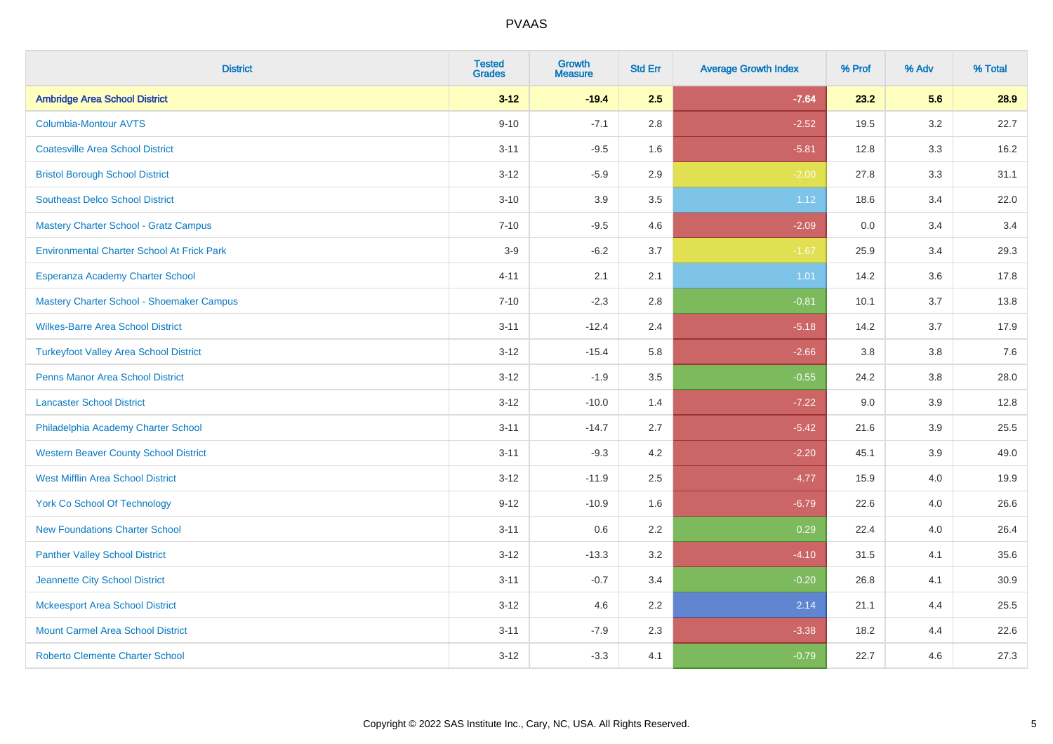| District | Tested Grades | Growth Measure | Std Err | Average Growth Index | % Prof | % Adv | % Total |
|---|---|---|---|---|---|---|---|
| **Ambridge Area School District** | **3-12** | **-19.4** | **2.5** | **-7.64** | **23.2** | **5.6** | **28.9** |
| Columbia-Montour AVTS | 9-10 | -7.1 | 2.8 | -2.52 | 19.5 | 3.2 | 22.7 |
| Coatesville Area School District | 3-11 | -9.5 | 1.6 | -5.81 | 12.8 | 3.3 | 16.2 |
| Bristol Borough School District | 3-12 | -5.9 | 2.9 | -2.00 | 27.8 | 3.3 | 31.1 |
| Southeast Delco School District | 3-10 | 3.9 | 3.5 | 1.12 | 18.6 | 3.4 | 22.0 |
| Mastery Charter School - Gratz Campus | 7-10 | -9.5 | 4.6 | -2.09 | 0.0 | 3.4 | 3.4 |
| Environmental Charter School At Frick Park | 3-9 | -6.2 | 3.7 | -1.67 | 25.9 | 3.4 | 29.3 |
| Esperanza Academy Charter School | 4-11 | 2.1 | 2.1 | 1.01 | 14.2 | 3.6 | 17.8 |
| Mastery Charter School - Shoemaker Campus | 7-10 | -2.3 | 2.8 | -0.81 | 10.1 | 3.7 | 13.8 |
| Wilkes-Barre Area School District | 3-11 | -12.4 | 2.4 | -5.18 | 14.2 | 3.7 | 17.9 |
| Turkeyfoot Valley Area School District | 3-12 | -15.4 | 5.8 | -2.66 | 3.8 | 3.8 | 7.6 |
| Penns Manor Area School District | 3-12 | -1.9 | 3.5 | -0.55 | 24.2 | 3.8 | 28.0 |
| Lancaster School District | 3-12 | -10.0 | 1.4 | -7.22 | 9.0 | 3.9 | 12.8 |
| Philadelphia Academy Charter School | 3-11 | -14.7 | 2.7 | -5.42 | 21.6 | 3.9 | 25.5 |
| Western Beaver County School District | 3-11 | -9.3 | 4.2 | -2.20 | 45.1 | 3.9 | 49.0 |
| West Mifflin Area School District | 3-12 | -11.9 | 2.5 | -4.77 | 15.9 | 4.0 | 19.9 |
| York Co School Of Technology | 9-12 | -10.9 | 1.6 | -6.79 | 22.6 | 4.0 | 26.6 |
| New Foundations Charter School | 3-11 | 0.6 | 2.2 | 0.29 | 22.4 | 4.0 | 26.4 |
| Panther Valley School District | 3-12 | -13.3 | 3.2 | -4.10 | 31.5 | 4.1 | 35.6 |
| Jeannette City School District | 3-11 | -0.7 | 3.4 | -0.20 | 26.8 | 4.1 | 30.9 |
| Mckeesport Area School District | 3-12 | 4.6 | 2.2 | 2.14 | 21.1 | 4.4 | 25.5 |
| Mount Carmel Area School District | 3-11 | -7.9 | 2.3 | -3.38 | 18.2 | 4.4 | 22.6 |
| Roberto Clemente Charter School | 3-12 | -3.3 | 4.1 | -0.79 | 22.7 | 4.6 | 27.3 |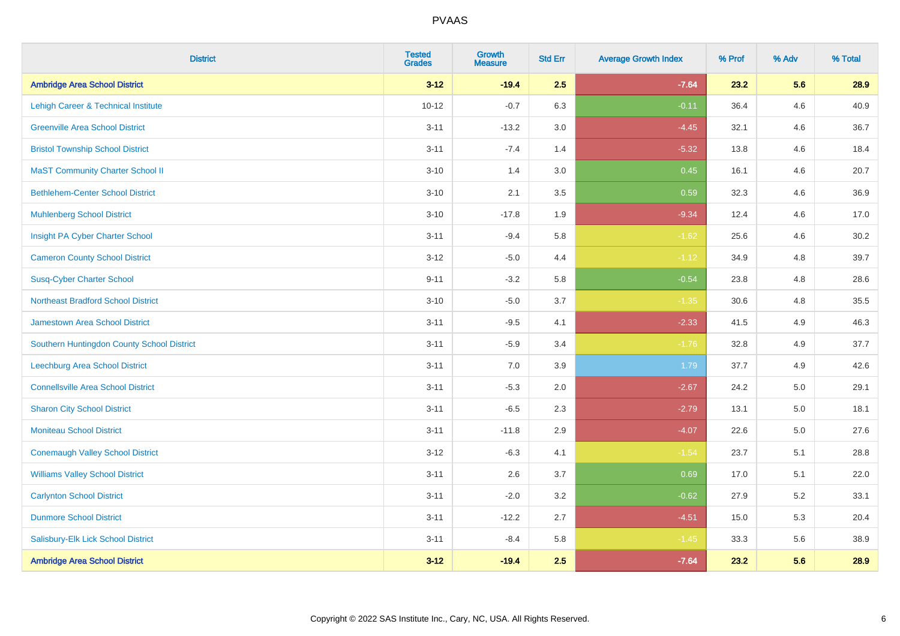| District | Tested Grades | Growth Measure | Std Err | Average Growth Index | % Prof | % Adv | % Total |
|---|---|---|---|---|---|---|---|
| **Ambridge Area School District** | **3-12** | **-19.4** | **2.5** | **-7.64** | **23.2** | **5.6** | **28.9** |
| Lehigh Career & Technical Institute | 10-12 | -0.7 | 6.3 | -0.11 | 36.4 | 4.6 | 40.9 |
| Greenville Area School District | 3-11 | -13.2 | 3.0 | -4.45 | 32.1 | 4.6 | 36.7 |
| Bristol Township School District | 3-11 | -7.4 | 1.4 | -5.32 | 13.8 | 4.6 | 18.4 |
| MaST Community Charter School II | 3-10 | 1.4 | 3.0 | 0.45 | 16.1 | 4.6 | 20.7 |
| Bethlehem-Center School District | 3-10 | 2.1 | 3.5 | 0.59 | 32.3 | 4.6 | 36.9 |
| Muhlenberg School District | 3-10 | -17.8 | 1.9 | -9.34 | 12.4 | 4.6 | 17.0 |
| Insight PA Cyber Charter School | 3-11 | -9.4 | 5.8 | -1.62 | 25.6 | 4.6 | 30.2 |
| Cameron County School District | 3-12 | -5.0 | 4.4 | -1.12 | 34.9 | 4.8 | 39.7 |
| Susq-Cyber Charter School | 9-11 | -3.2 | 5.8 | -0.54 | 23.8 | 4.8 | 28.6 |
| Northeast Bradford School District | 3-10 | -5.0 | 3.7 | -1.35 | 30.6 | 4.8 | 35.5 |
| Jamestown Area School District | 3-11 | -9.5 | 4.1 | -2.33 | 41.5 | 4.9 | 46.3 |
| Southern Huntingdon County School District | 3-11 | -5.9 | 3.4 | -1.76 | 32.8 | 4.9 | 37.7 |
| Leechburg Area School District | 3-11 | 7.0 | 3.9 | 1.79 | 37.7 | 4.9 | 42.6 |
| Connellsville Area School District | 3-11 | -5.3 | 2.0 | -2.67 | 24.2 | 5.0 | 29.1 |
| Sharon City School District | 3-11 | -6.5 | 2.3 | -2.79 | 13.1 | 5.0 | 18.1 |
| Moniteau School District | 3-11 | -11.8 | 2.9 | -4.07 | 22.6 | 5.0 | 27.6 |
| Conemaugh Valley School District | 3-12 | -6.3 | 4.1 | -1.54 | 23.7 | 5.1 | 28.8 |
| Williams Valley School District | 3-11 | 2.6 | 3.7 | 0.69 | 17.0 | 5.1 | 22.0 |
| Carlynton School District | 3-11 | -2.0 | 3.2 | -0.62 | 27.9 | 5.2 | 33.1 |
| Dunmore School District | 3-11 | -12.2 | 2.7 | -4.51 | 15.0 | 5.3 | 20.4 |
| Salisbury-Elk Lick School District | 3-11 | -8.4 | 5.8 | -1.45 | 33.3 | 5.6 | 38.9 |
| **Ambridge Area School District** | **3-12** | **-19.4** | **2.5** | **-7.64** | **23.2** | **5.6** | **28.9** |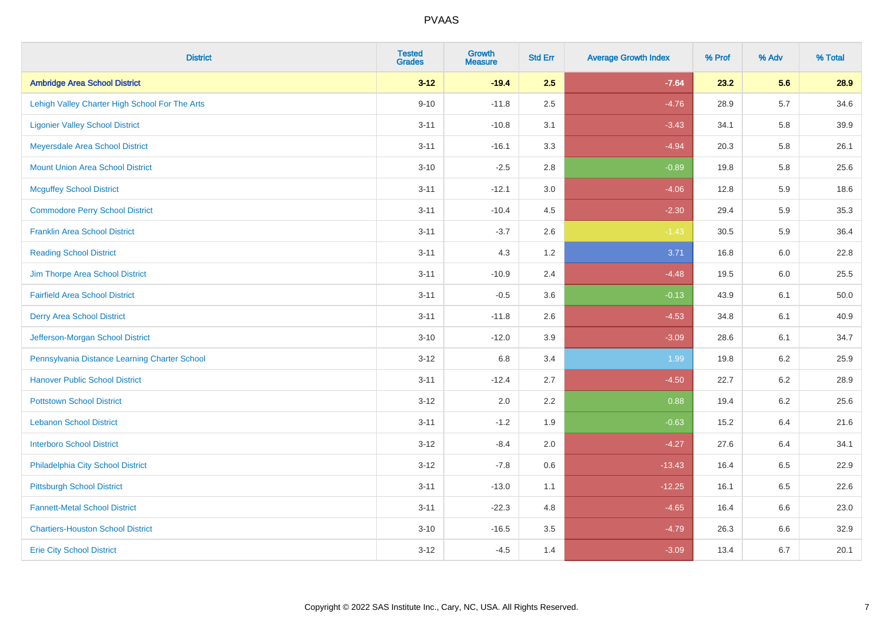# PVAAS

| District | Tested Grades | Growth Measure | Std Err | Average Growth Index | % Prof | % Adv | % Total |
|---|---|---|---|---|---|---|---|
| **Ambridge Area School District** | **3-12** | **-19.4** | **2.5** | **-7.64** | **23.2** | **5.6** | **28.9** |
| Lehigh Valley Charter High School For The Arts | 9-10 | -11.8 | 2.5 | -4.76 | 28.9 | 5.7 | 34.6 |
| Ligonier Valley School District | 3-11 | -10.8 | 3.1 | -3.43 | 34.1 | 5.8 | 39.9 |
| Meyersdale Area School District | 3-11 | -16.1 | 3.3 | -4.94 | 20.3 | 5.8 | 26.1 |
| Mount Union Area School District | 3-10 | -2.5 | 2.8 | -0.89 | 19.8 | 5.8 | 25.6 |
| Mcguffey School District | 3-11 | -12.1 | 3.0 | -4.06 | 12.8 | 5.9 | 18.6 |
| Commodore Perry School District | 3-11 | -10.4 | 4.5 | -2.30 | 29.4 | 5.9 | 35.3 |
| Franklin Area School District | 3-11 | -3.7 | 2.6 | -1.43 | 30.5 | 5.9 | 36.4 |
| Reading School District | 3-11 | 4.3 | 1.2 | 3.71 | 16.8 | 6.0 | 22.8 |
| Jim Thorpe Area School District | 3-11 | -10.9 | 2.4 | -4.48 | 19.5 | 6.0 | 25.5 |
| Fairfield Area School District | 3-11 | -0.5 | 3.6 | -0.13 | 43.9 | 6.1 | 50.0 |
| Derry Area School District | 3-11 | -11.8 | 2.6 | -4.53 | 34.8 | 6.1 | 40.9 |
| Jefferson-Morgan School District | 3-10 | -12.0 | 3.9 | -3.09 | 28.6 | 6.1 | 34.7 |
| Pennsylvania Distance Learning Charter School | 3-12 | 6.8 | 3.4 | 1.99 | 19.8 | 6.2 | 25.9 |
| Hanover Public School District | 3-11 | -12.4 | 2.7 | -4.50 | 22.7 | 6.2 | 28.9 |
| Pottstown School District | 3-12 | 2.0 | 2.2 | 0.88 | 19.4 | 6.2 | 25.6 |
| Lebanon School District | 3-11 | -1.2 | 1.9 | -0.63 | 15.2 | 6.4 | 21.6 |
| Interboro School District | 3-12 | -8.4 | 2.0 | -4.27 | 27.6 | 6.4 | 34.1 |
| Philadelphia City School District | 3-12 | -7.8 | 0.6 | -13.43 | 16.4 | 6.5 | 22.9 |
| Pittsburgh School District | 3-11 | -13.0 | 1.1 | -12.25 | 16.1 | 6.5 | 22.6 |
| Fannett-Metal School District | 3-11 | -22.3 | 4.8 | -4.65 | 16.4 | 6.6 | 23.0 |
| Chartiers-Houston School District | 3-10 | -16.5 | 3.5 | -4.79 | 26.3 | 6.6 | 32.9 |
| Erie City School District | 3-12 | -4.5 | 1.4 | -3.09 | 13.4 | 6.7 | 20.1 |

Copyright © 2022 SAS Institute Inc., Cary, NC, USA. All Rights Reserved.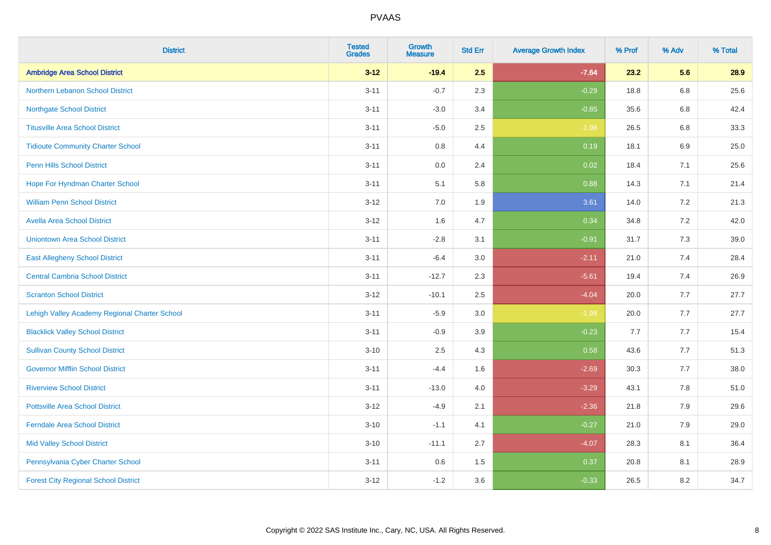| District | Tested Grades | Growth Measure | Std Err | Average Growth Index | % Prof | % Adv | % Total |
|---|---|---|---|---|---|---|---|
| **Ambridge Area School District** | **3-12** | **-19.4** | **2.5** | **-7.64** | **23.2** | **5.6** | **28.9** |
| Northern Lebanon School District | 3-11 | -0.7 | 2.3 | -0.29 | 18.8 | 6.8 | 25.6 |
| Northgate School District | 3-11 | -3.0 | 3.4 | -0.85 | 35.6 | 6.8 | 42.4 |
| Titusville Area School District | 3-11 | -5.0 | 2.5 | -1.98 | 26.5 | 6.8 | 33.3 |
| Tidioute Community Charter School | 3-11 | 0.8 | 4.4 | 0.19 | 18.1 | 6.9 | 25.0 |
| Penn Hills School District | 3-11 | 0.0 | 2.4 | 0.02 | 18.4 | 7.1 | 25.6 |
| Hope For Hyndman Charter School | 3-11 | 5.1 | 5.8 | 0.88 | 14.3 | 7.1 | 21.4 |
| William Penn School District | 3-12 | 7.0 | 1.9 | 3.61 | 14.0 | 7.2 | 21.3 |
| Avella Area School District | 3-12 | 1.6 | 4.7 | 0.34 | 34.8 | 7.2 | 42.0 |
| Uniontown Area School District | 3-11 | -2.8 | 3.1 | -0.91 | 31.7 | 7.3 | 39.0 |
| East Allegheny School District | 3-11 | -6.4 | 3.0 | -2.11 | 21.0 | 7.4 | 28.4 |
| Central Cambria School District | 3-11 | -12.7 | 2.3 | -5.61 | 19.4 | 7.4 | 26.9 |
| Scranton School District | 3-12 | -10.1 | 2.5 | -4.04 | 20.0 | 7.7 | 27.7 |
| Lehigh Valley Academy Regional Charter School | 3-11 | -5.9 | 3.0 | -1.98 | 20.0 | 7.7 | 27.7 |
| Blacklick Valley School District | 3-11 | -0.9 | 3.9 | -0.23 | 7.7 | 7.7 | 15.4 |
| Sullivan County School District | 3-10 | 2.5 | 4.3 | 0.58 | 43.6 | 7.7 | 51.3 |
| Governor Mifflin School District | 3-11 | -4.4 | 1.6 | -2.69 | 30.3 | 7.7 | 38.0 |
| Riverview School District | 3-11 | -13.0 | 4.0 | -3.29 | 43.1 | 7.8 | 51.0 |
| Pottsville Area School District | 3-12 | -4.9 | 2.1 | -2.36 | 21.8 | 7.9 | 29.6 |
| Ferndale Area School District | 3-10 | -1.1 | 4.1 | -0.27 | 21.0 | 7.9 | 29.0 |
| Mid Valley School District | 3-10 | -11.1 | 2.7 | -4.07 | 28.3 | 8.1 | 36.4 |
| Pennsylvania Cyber Charter School | 3-11 | 0.6 | 1.5 | 0.37 | 20.8 | 8.1 | 28.9 |
| Forest City Regional School District | 3-12 | -1.2 | 3.6 | -0.33 | 26.5 | 8.2 | 34.7 |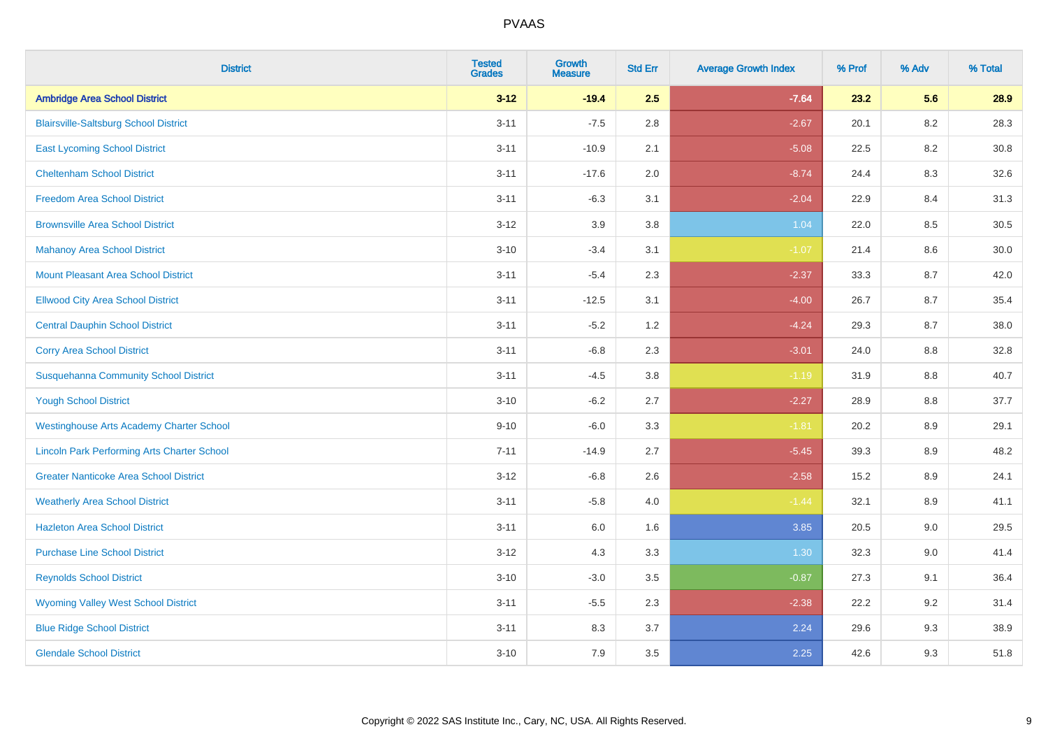# PVAAS

| District | Tested Grades | Growth Measure | Std Err | Average Growth Index | % Prof | % Adv | % Total |
|---|---|---|---|---|---|---|---|
| **Ambridge Area School District** | **3-12** | **-19.4** | **2.5** | **-7.64** | **23.2** | **5.6** | **28.9** |
| Blairsville-Saltsburg School District | 3-11 | -7.5 | 2.8 | -2.67 | 20.1 | 8.2 | 28.3 |
| East Lycoming School District | 3-11 | -10.9 | 2.1 | -5.08 | 22.5 | 8.2 | 30.8 |
| Cheltenham School District | 3-11 | -17.6 | 2.0 | -8.74 | 24.4 | 8.3 | 32.6 |
| Freedom Area School District | 3-11 | -6.3 | 3.1 | -2.04 | 22.9 | 8.4 | 31.3 |
| Brownsville Area School District | 3-12 | 3.9 | 3.8 | 1.04 | 22.0 | 8.5 | 30.5 |
| Mahanoy Area School District | 3-10 | -3.4 | 3.1 | -1.07 | 21.4 | 8.6 | 30.0 |
| Mount Pleasant Area School District | 3-11 | -5.4 | 2.3 | -2.37 | 33.3 | 8.7 | 42.0 |
| Ellwood City Area School District | 3-11 | -12.5 | 3.1 | -4.00 | 26.7 | 8.7 | 35.4 |
| Central Dauphin School District | 3-11 | -5.2 | 1.2 | -4.24 | 29.3 | 8.7 | 38.0 |
| Corry Area School District | 3-11 | -6.8 | 2.3 | -3.01 | 24.0 | 8.8 | 32.8 |
| Susquehanna Community School District | 3-11 | -4.5 | 3.8 | -1.19 | 31.9 | 8.8 | 40.7 |
| Yough School District | 3-10 | -6.2 | 2.7 | -2.27 | 28.9 | 8.8 | 37.7 |
| Westinghouse Arts Academy Charter School | 9-10 | -6.0 | 3.3 | -1.81 | 20.2 | 8.9 | 29.1 |
| Lincoln Park Performing Arts Charter School | 7-11 | -14.9 | 2.7 | -5.45 | 39.3 | 8.9 | 48.2 |
| Greater Nanticoke Area School District | 3-12 | -6.8 | 2.6 | -2.58 | 15.2 | 8.9 | 24.1 |
| Weatherly Area School District | 3-11 | -5.8 | 4.0 | -1.44 | 32.1 | 8.9 | 41.1 |
| Hazleton Area School District | 3-11 | 6.0 | 1.6 | 3.85 | 20.5 | 9.0 | 29.5 |
| Purchase Line School District | 3-12 | 4.3 | 3.3 | 1.30 | 32.3 | 9.0 | 41.4 |
| Reynolds School District | 3-10 | -3.0 | 3.5 | -0.87 | 27.3 | 9.1 | 36.4 |
| Wyoming Valley West School District | 3-11 | -5.5 | 2.3 | -2.38 | 22.2 | 9.2 | 31.4 |
| Blue Ridge School District | 3-11 | 8.3 | 3.7 | 2.24 | 29.6 | 9.3 | 38.9 |
| Glendale School District | 3-10 | 7.9 | 3.5 | 2.25 | 42.6 | 9.3 | 51.8 |

Copyright © 2022 SAS Institute Inc., Cary, NC, USA. All Rights Reserved.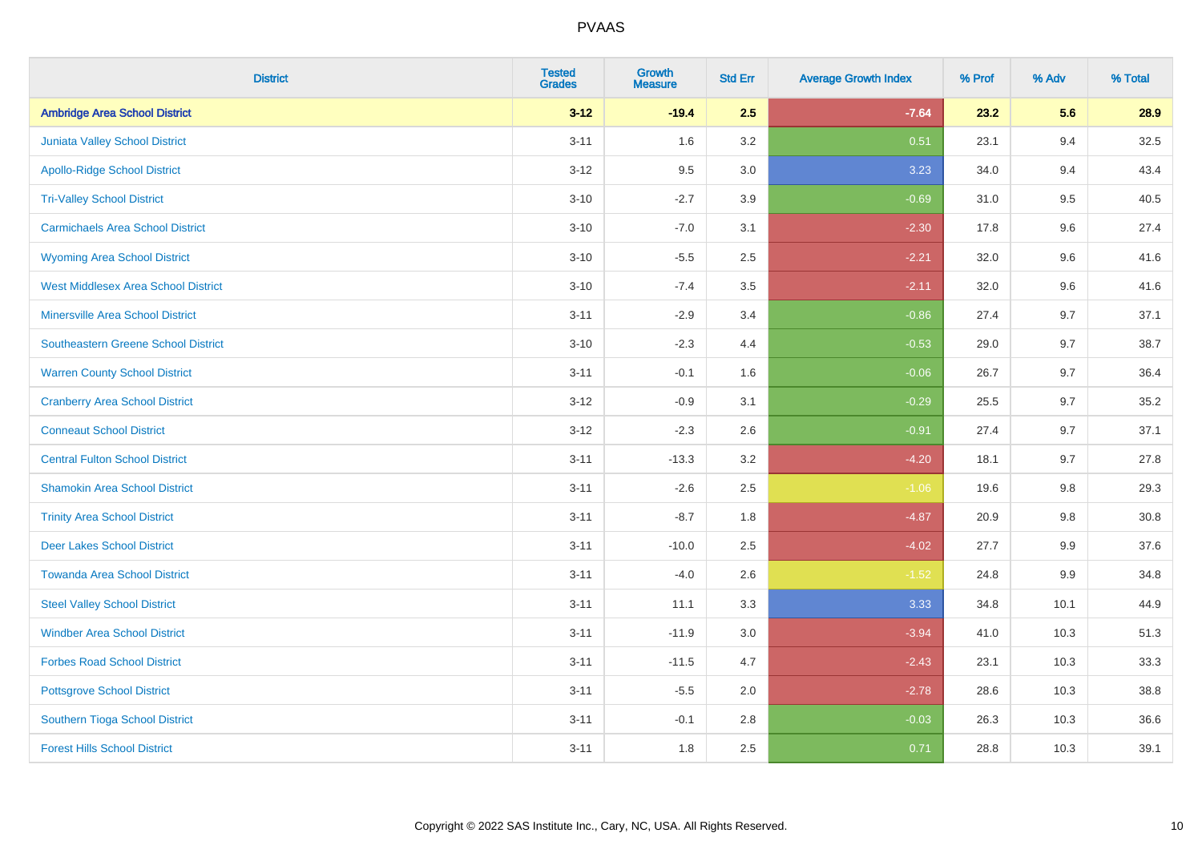| District | Tested Grades | Growth Measure | Std Err | Average Growth Index | % Prof | % Adv | % Total |
|---|---|---|---|---|---|---|---|
| **Ambridge Area School District** | **3-12** | **-19.4** | **2.5** | **-7.64** | **23.2** | **5.6** | **28.9** |
| Juniata Valley School District | 3-11 | 1.6 | 3.2 | 0.51 | 23.1 | 9.4 | 32.5 |
| Apollo-Ridge School District | 3-12 | 9.5 | 3.0 | 3.23 | 34.0 | 9.4 | 43.4 |
| Tri-Valley School District | 3-10 | -2.7 | 3.9 | -0.69 | 31.0 | 9.5 | 40.5 |
| Carmichaels Area School District | 3-10 | -7.0 | 3.1 | -2.30 | 17.8 | 9.6 | 27.4 |
| Wyoming Area School District | 3-10 | -5.5 | 2.5 | -2.21 | 32.0 | 9.6 | 41.6 |
| West Middlesex Area School District | 3-10 | -7.4 | 3.5 | -2.11 | 32.0 | 9.6 | 41.6 |
| Minersville Area School District | 3-11 | -2.9 | 3.4 | -0.86 | 27.4 | 9.7 | 37.1 |
| Southeastern Greene School District | 3-10 | -2.3 | 4.4 | -0.53 | 29.0 | 9.7 | 38.7 |
| Warren County School District | 3-11 | -0.1 | 1.6 | -0.06 | 26.7 | 9.7 | 36.4 |
| Cranberry Area School District | 3-12 | -0.9 | 3.1 | -0.29 | 25.5 | 9.7 | 35.2 |
| Conneaut School District | 3-12 | -2.3 | 2.6 | -0.91 | 27.4 | 9.7 | 37.1 |
| Central Fulton School District | 3-11 | -13.3 | 3.2 | -4.20 | 18.1 | 9.7 | 27.8 |
| Shamokin Area School District | 3-11 | -2.6 | 2.5 | -1.06 | 19.6 | 9.8 | 29.3 |
| Trinity Area School District | 3-11 | -8.7 | 1.8 | -4.87 | 20.9 | 9.8 | 30.8 |
| Deer Lakes School District | 3-11 | -10.0 | 2.5 | -4.02 | 27.7 | 9.9 | 37.6 |
| Towanda Area School District | 3-11 | -4.0 | 2.6 | -1.52 | 24.8 | 9.9 | 34.8 |
| Steel Valley School District | 3-11 | 11.1 | 3.3 | 3.33 | 34.8 | 10.1 | 44.9 |
| Windber Area School District | 3-11 | -11.9 | 3.0 | -3.94 | 41.0 | 10.3 | 51.3 |
| Forbes Road School District | 3-11 | -11.5 | 4.7 | -2.43 | 23.1 | 10.3 | 33.3 |
| Pottsgrove School District | 3-11 | -5.5 | 2.0 | -2.78 | 28.6 | 10.3 | 38.8 |
| Southern Tioga School District | 3-11 | -0.1 | 2.8 | -0.03 | 26.3 | 10.3 | 36.6 |
| Forest Hills School District | 3-11 | 1.8 | 2.5 | 0.71 | 28.8 | 10.3 | 39.1 |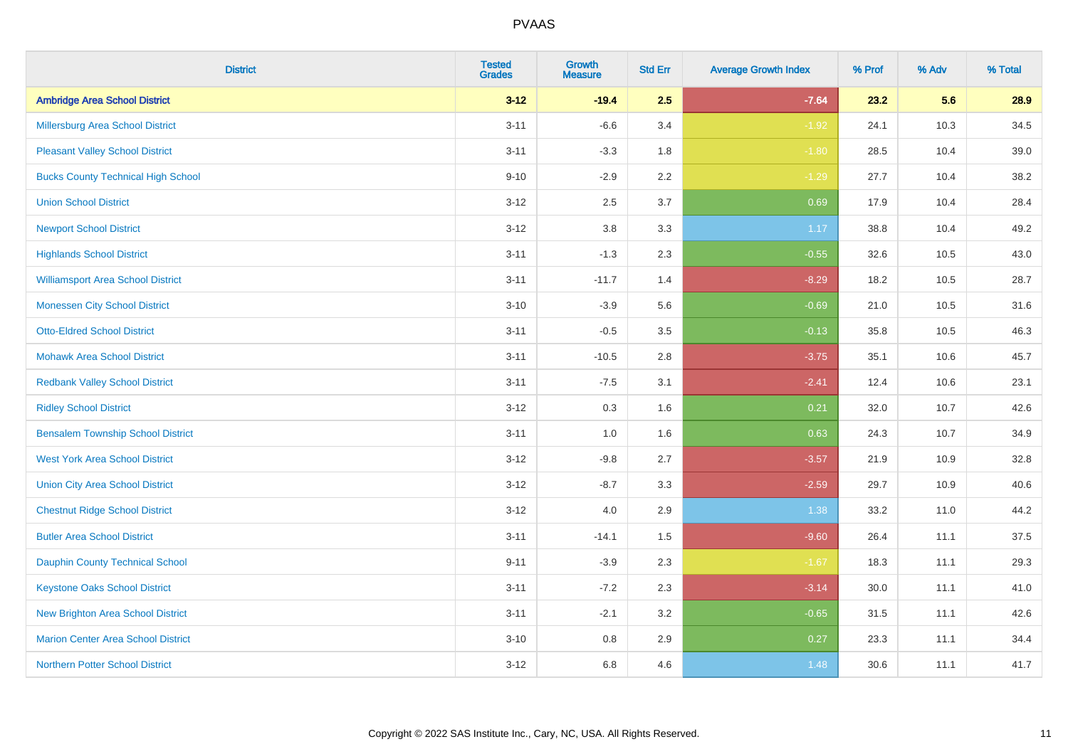| District | Tested Grades | Growth Measure | Std Err | Average Growth Index | % Prof | % Adv | % Total |
|---|---|---|---|---|---|---|---|
| **Ambridge Area School District** | **3-12** | **-19.4** | **2.5** | **-7.64** | **23.2** | **5.6** | **28.9** |
| Millersburg Area School District | 3-11 | -6.6 | 3.4 | -1.92 | 24.1 | 10.3 | 34.5 |
| Pleasant Valley School District | 3-11 | -3.3 | 1.8 | -1.80 | 28.5 | 10.4 | 39.0 |
| Bucks County Technical High School | 9-10 | -2.9 | 2.2 | -1.29 | 27.7 | 10.4 | 38.2 |
| Union School District | 3-12 | 2.5 | 3.7 | 0.69 | 17.9 | 10.4 | 28.4 |
| Newport School District | 3-12 | 3.8 | 3.3 | 1.17 | 38.8 | 10.4 | 49.2 |
| Highlands School District | 3-11 | -1.3 | 2.3 | -0.55 | 32.6 | 10.5 | 43.0 |
| Williamsport Area School District | 3-11 | -11.7 | 1.4 | -8.29 | 18.2 | 10.5 | 28.7 |
| Monessen City School District | 3-10 | -3.9 | 5.6 | -0.69 | 21.0 | 10.5 | 31.6 |
| Otto-Eldred School District | 3-11 | -0.5 | 3.5 | -0.13 | 35.8 | 10.5 | 46.3 |
| Mohawk Area School District | 3-11 | -10.5 | 2.8 | -3.75 | 35.1 | 10.6 | 45.7 |
| Redbank Valley School District | 3-11 | -7.5 | 3.1 | -2.41 | 12.4 | 10.6 | 23.1 |
| Ridley School District | 3-12 | 0.3 | 1.6 | 0.21 | 32.0 | 10.7 | 42.6 |
| Bensalem Township School District | 3-11 | 1.0 | 1.6 | 0.63 | 24.3 | 10.7 | 34.9 |
| West York Area School District | 3-12 | -9.8 | 2.7 | -3.57 | 21.9 | 10.9 | 32.8 |
| Union City Area School District | 3-12 | -8.7 | 3.3 | -2.59 | 29.7 | 10.9 | 40.6 |
| Chestnut Ridge School District | 3-12 | 4.0 | 2.9 | 1.38 | 33.2 | 11.0 | 44.2 |
| Butler Area School District | 3-11 | -14.1 | 1.5 | -9.60 | 26.4 | 11.1 | 37.5 |
| Dauphin County Technical School | 9-11 | -3.9 | 2.3 | -1.67 | 18.3 | 11.1 | 29.3 |
| Keystone Oaks School District | 3-11 | -7.2 | 2.3 | -3.14 | 30.0 | 11.1 | 41.0 |
| New Brighton Area School District | 3-11 | -2.1 | 3.2 | -0.65 | 31.5 | 11.1 | 42.6 |
| Marion Center Area School District | 3-10 | 0.8 | 2.9 | 0.27 | 23.3 | 11.1 | 34.4 |
| Northern Potter School District | 3-12 | 6.8 | 4.6 | 1.48 | 30.6 | 11.1 | 41.7 |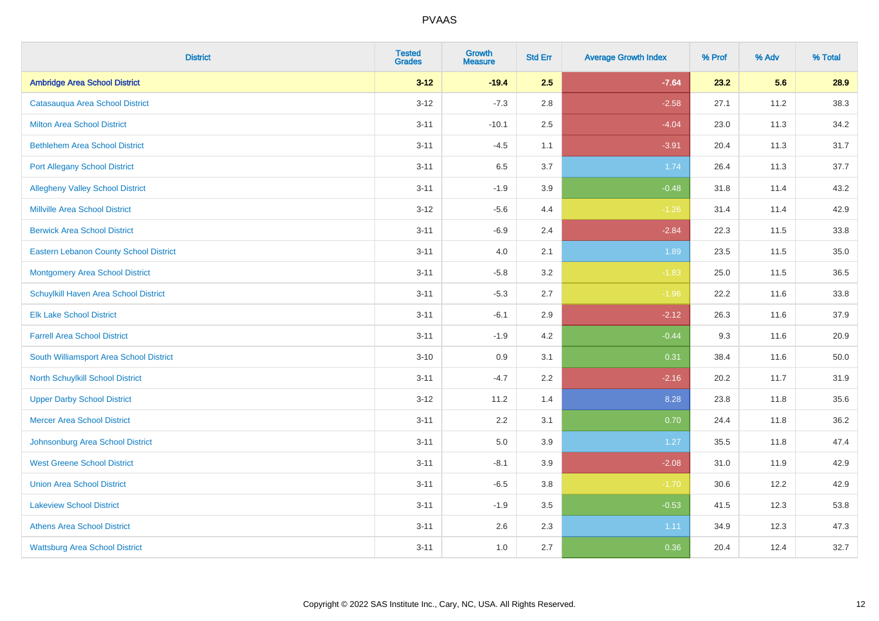| District | Tested Grades | Growth Measure | Std Err | Average Growth Index | % Prof | % Adv | % Total |
|---|---|---|---|---|---|---|---|
| **Ambridge Area School District** | **3-12** | **-19.4** | **2.5** | **-7.64** | **23.2** | **5.6** | **28.9** |
| Catasauqua Area School District | 3-12 | -7.3 | 2.8 | -2.58 | 27.1 | 11.2 | 38.3 |
| Milton Area School District | 3-11 | -10.1 | 2.5 | -4.04 | 23.0 | 11.3 | 34.2 |
| Bethlehem Area School District | 3-11 | -4.5 | 1.1 | -3.91 | 20.4 | 11.3 | 31.7 |
| Port Allegany School District | 3-11 | 6.5 | 3.7 | 1.74 | 26.4 | 11.3 | 37.7 |
| Allegheny Valley School District | 3-11 | -1.9 | 3.9 | -0.48 | 31.8 | 11.4 | 43.2 |
| Millville Area School District | 3-12 | -5.6 | 4.4 | -1.26 | 31.4 | 11.4 | 42.9 |
| Berwick Area School District | 3-11 | -6.9 | 2.4 | -2.84 | 22.3 | 11.5 | 33.8 |
| Eastern Lebanon County School District | 3-11 | 4.0 | 2.1 | 1.89 | 23.5 | 11.5 | 35.0 |
| Montgomery Area School District | 3-11 | -5.8 | 3.2 | -1.83 | 25.0 | 11.5 | 36.5 |
| Schuylkill Haven Area School District | 3-11 | -5.3 | 2.7 | -1.96 | 22.2 | 11.6 | 33.8 |
| Elk Lake School District | 3-11 | -6.1 | 2.9 | -2.12 | 26.3 | 11.6 | 37.9 |
| Farrell Area School District | 3-11 | -1.9 | 4.2 | -0.44 | 9.3 | 11.6 | 20.9 |
| South Williamsport Area School District | 3-10 | 0.9 | 3.1 | 0.31 | 38.4 | 11.6 | 50.0 |
| North Schuylkill School District | 3-11 | -4.7 | 2.2 | -2.16 | 20.2 | 11.7 | 31.9 |
| Upper Darby School District | 3-12 | 11.2 | 1.4 | 8.28 | 23.8 | 11.8 | 35.6 |
| Mercer Area School District | 3-11 | 2.2 | 3.1 | 0.70 | 24.4 | 11.8 | 36.2 |
| Johnsonburg Area School District | 3-11 | 5.0 | 3.9 | 1.27 | 35.5 | 11.8 | 47.4 |
| West Greene School District | 3-11 | -8.1 | 3.9 | -2.08 | 31.0 | 11.9 | 42.9 |
| Union Area School District | 3-11 | -6.5 | 3.8 | -1.70 | 30.6 | 12.2 | 42.9 |
| Lakeview School District | 3-11 | -1.9 | 3.5 | -0.53 | 41.5 | 12.3 | 53.8 |
| Athens Area School District | 3-11 | 2.6 | 2.3 | 1.11 | 34.9 | 12.3 | 47.3 |
| Wattsburg Area School District | 3-11 | 1.0 | 2.7 | 0.36 | 20.4 | 12.4 | 32.7 |

Copyright © 2022 SAS Institute Inc., Cary, NC, USA. All Rights Reserved.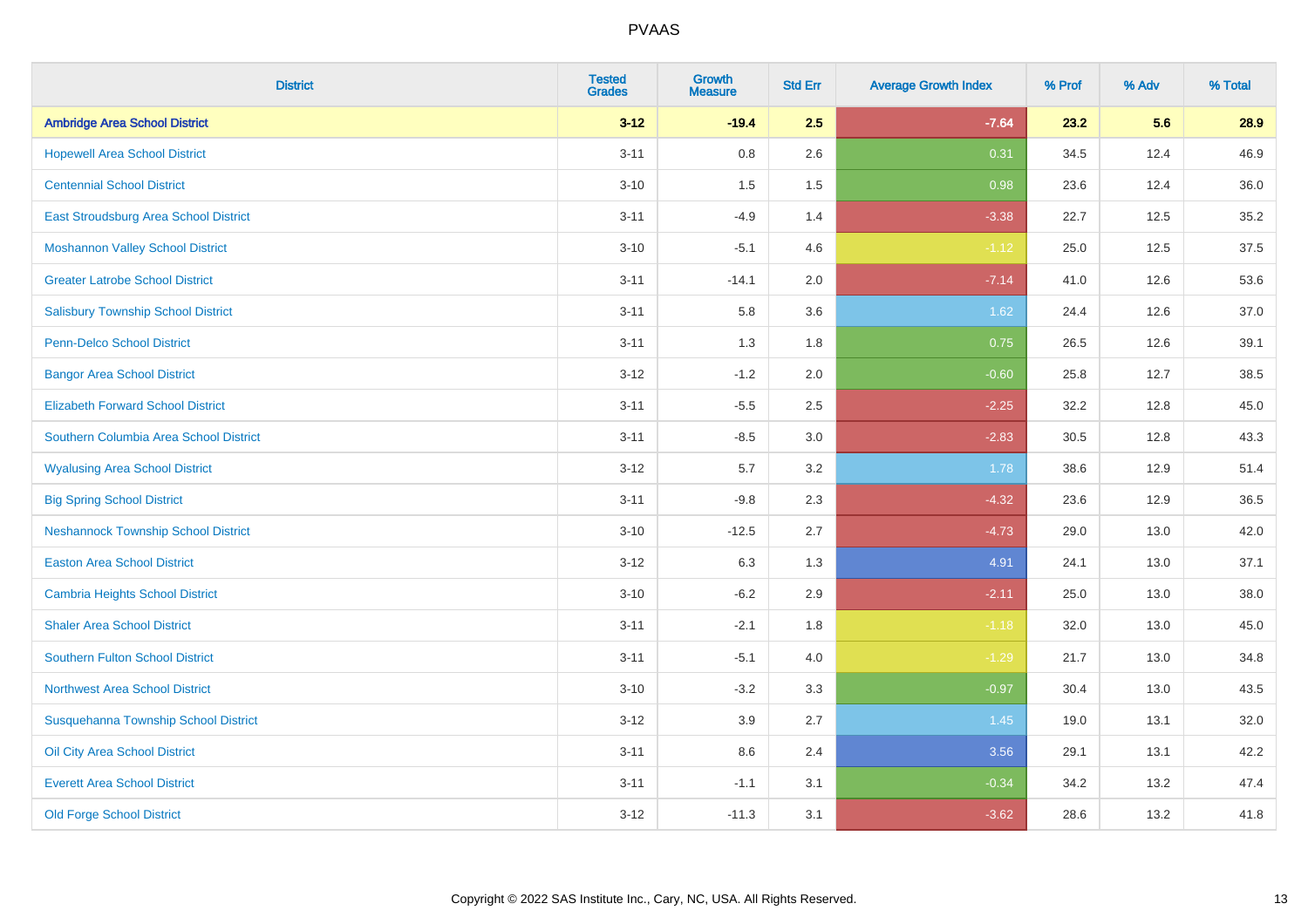# PVAAS

| District | Tested Grades | Growth Measure | Std Err | Average Growth Index | % Prof | % Adv | % Total |
|---|---|---|---|---|---|---|---|
| **Ambridge Area School District** | **3-12** | **-19.4** | **2.5** | **-7.64** | **23.2** | **5.6** | **28.9** |
| Hopewell Area School District | 3-11 | 0.8 | 2.6 | 0.31 | 34.5 | 12.4 | 46.9 |
| Centennial School District | 3-10 | 1.5 | 1.5 | 0.98 | 23.6 | 12.4 | 36.0 |
| East Stroudsburg Area School District | 3-11 | -4.9 | 1.4 | -3.38 | 22.7 | 12.5 | 35.2 |
| Moshannon Valley School District | 3-10 | -5.1 | 4.6 | -1.12 | 25.0 | 12.5 | 37.5 |
| Greater Latrobe School District | 3-11 | -14.1 | 2.0 | -7.14 | 41.0 | 12.6 | 53.6 |
| Salisbury Township School District | 3-11 | 5.8 | 3.6 | 1.62 | 24.4 | 12.6 | 37.0 |
| Penn-Delco School District | 3-11 | 1.3 | 1.8 | 0.75 | 26.5 | 12.6 | 39.1 |
| Bangor Area School District | 3-12 | -1.2 | 2.0 | -0.60 | 25.8 | 12.7 | 38.5 |
| Elizabeth Forward School District | 3-11 | -5.5 | 2.5 | -2.25 | 32.2 | 12.8 | 45.0 |
| Southern Columbia Area School District | 3-11 | -8.5 | 3.0 | -2.83 | 30.5 | 12.8 | 43.3 |
| Wyalusing Area School District | 3-12 | 5.7 | 3.2 | 1.78 | 38.6 | 12.9 | 51.4 |
| Big Spring School District | 3-11 | -9.8 | 2.3 | -4.32 | 23.6 | 12.9 | 36.5 |
| Neshannock Township School District | 3-10 | -12.5 | 2.7 | -4.73 | 29.0 | 13.0 | 42.0 |
| Easton Area School District | 3-12 | 6.3 | 1.3 | 4.91 | 24.1 | 13.0 | 37.1 |
| Cambria Heights School District | 3-10 | -6.2 | 2.9 | -2.11 | 25.0 | 13.0 | 38.0 |
| Shaler Area School District | 3-11 | -2.1 | 1.8 | -1.18 | 32.0 | 13.0 | 45.0 |
| Southern Fulton School District | 3-11 | -5.1 | 4.0 | -1.29 | 21.7 | 13.0 | 34.8 |
| Northwest Area School District | 3-10 | -3.2 | 3.3 | -0.97 | 30.4 | 13.0 | 43.5 |
| Susquehanna Township School District | 3-12 | 3.9 | 2.7 | 1.45 | 19.0 | 13.1 | 32.0 |
| Oil City Area School District | 3-11 | 8.6 | 2.4 | 3.56 | 29.1 | 13.1 | 42.2 |
| Everett Area School District | 3-11 | -1.1 | 3.1 | -0.34 | 34.2 | 13.2 | 47.4 |
| Old Forge School District | 3-12 | -11.3 | 3.1 | -3.62 | 28.6 | 13.2 | 41.8 |

Copyright © 2022 SAS Institute Inc., Cary, NC, USA. All Rights Reserved.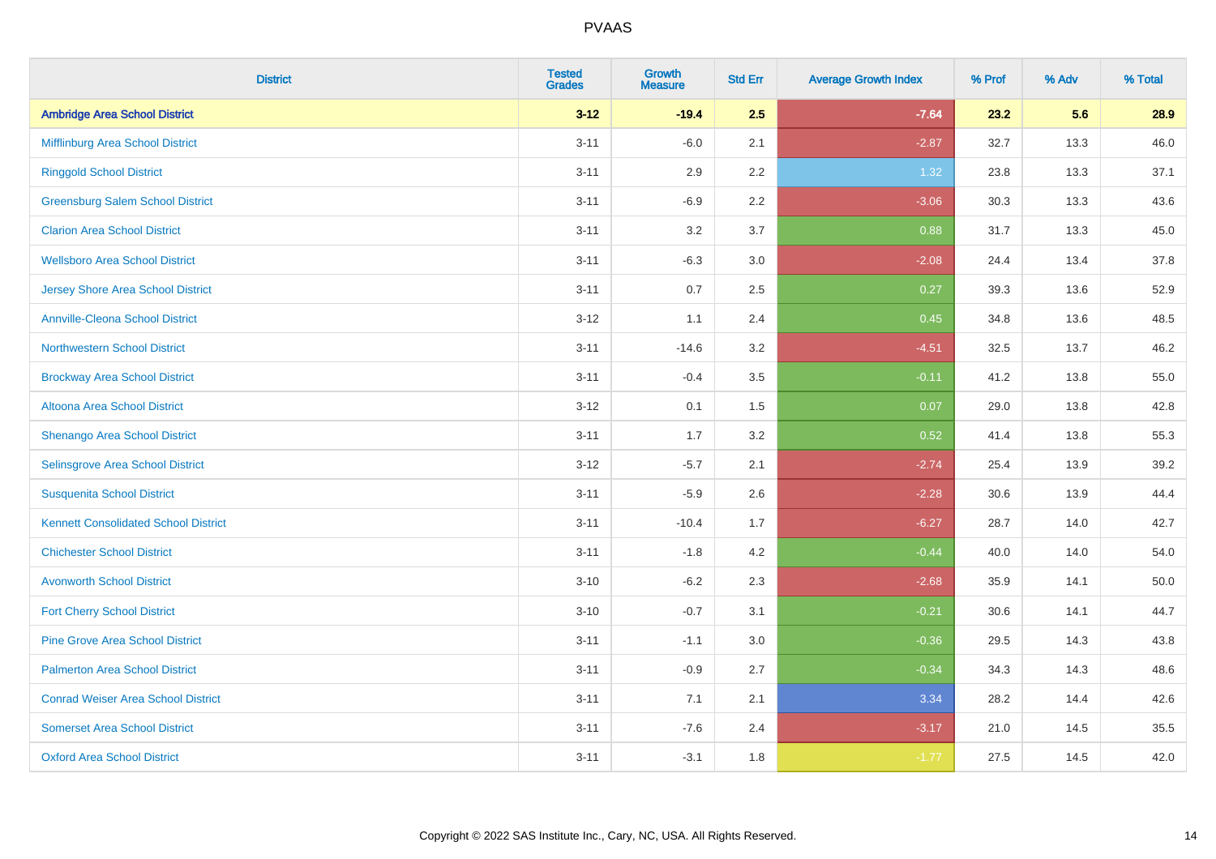# PVAAS

| District | Tested Grades | Growth Measure | Std Err | Average Growth Index | % Prof | % Adv | % Total |
|---|---|---|---|---|---|---|---|
| **Ambridge Area School District** | **3-12** | **-19.4** | **2.5** | **-7.64** | **23.2** | **5.6** | **28.9** |
| Mifflinburg Area School District | 3-11 | -6.0 | 2.1 | -2.87 | 32.7 | 13.3 | 46.0 |
| Ringgold School District | 3-11 | 2.9 | 2.2 | 1.32 | 23.8 | 13.3 | 37.1 |
| Greensburg Salem School District | 3-11 | -6.9 | 2.2 | -3.06 | 30.3 | 13.3 | 43.6 |
| Clarion Area School District | 3-11 | 3.2 | 3.7 | 0.88 | 31.7 | 13.3 | 45.0 |
| Wellsboro Area School District | 3-11 | -6.3 | 3.0 | -2.08 | 24.4 | 13.4 | 37.8 |
| Jersey Shore Area School District | 3-11 | 0.7 | 2.5 | 0.27 | 39.3 | 13.6 | 52.9 |
| Annville-Cleona School District | 3-12 | 1.1 | 2.4 | 0.45 | 34.8 | 13.6 | 48.5 |
| Northwestern School District | 3-11 | -14.6 | 3.2 | -4.51 | 32.5 | 13.7 | 46.2 |
| Brockway Area School District | 3-11 | -0.4 | 3.5 | -0.11 | 41.2 | 13.8 | 55.0 |
| Altoona Area School District | 3-12 | 0.1 | 1.5 | 0.07 | 29.0 | 13.8 | 42.8 |
| Shenango Area School District | 3-11 | 1.7 | 3.2 | 0.52 | 41.4 | 13.8 | 55.3 |
| Selinsgrove Area School District | 3-12 | -5.7 | 2.1 | -2.74 | 25.4 | 13.9 | 39.2 |
| Susquenita School District | 3-11 | -5.9 | 2.6 | -2.28 | 30.6 | 13.9 | 44.4 |
| Kennett Consolidated School District | 3-11 | -10.4 | 1.7 | -6.27 | 28.7 | 14.0 | 42.7 |
| Chichester School District | 3-11 | -1.8 | 4.2 | -0.44 | 40.0 | 14.0 | 54.0 |
| Avonworth School District | 3-10 | -6.2 | 2.3 | -2.68 | 35.9 | 14.1 | 50.0 |
| Fort Cherry School District | 3-10 | -0.7 | 3.1 | -0.21 | 30.6 | 14.1 | 44.7 |
| Pine Grove Area School District | 3-11 | -1.1 | 3.0 | -0.36 | 29.5 | 14.3 | 43.8 |
| Palmerton Area School District | 3-11 | -0.9 | 2.7 | -0.34 | 34.3 | 14.3 | 48.6 |
| Conrad Weiser Area School District | 3-11 | 7.1 | 2.1 | 3.34 | 28.2 | 14.4 | 42.6 |
| Somerset Area School District | 3-11 | -7.6 | 2.4 | -3.17 | 21.0 | 14.5 | 35.5 |
| Oxford Area School District | 3-11 | -3.1 | 1.8 | -1.77 | 27.5 | 14.5 | 42.0 |

Copyright © 2022 SAS Institute Inc., Cary, NC, USA. All Rights Reserved.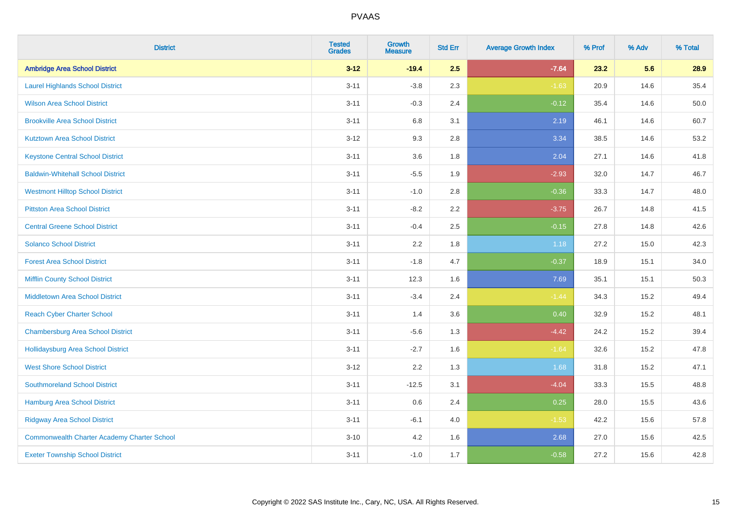| District | Tested Grades | Growth Measure | Std Err | Average Growth Index | % Prof | % Adv | % Total |
|---|---|---|---|---|---|---|---|
| **Ambridge Area School District** | **3-12** | **-19.4** | **2.5** | **-7.64** | **23.2** | **5.6** | **28.9** |
| Laurel Highlands School District | 3-11 | -3.8 | 2.3 | -1.63 | 20.9 | 14.6 | 35.4 |
| Wilson Area School District | 3-11 | -0.3 | 2.4 | -0.12 | 35.4 | 14.6 | 50.0 |
| Brookville Area School District | 3-11 | 6.8 | 3.1 | 2.19 | 46.1 | 14.6 | 60.7 |
| Kutztown Area School District | 3-12 | 9.3 | 2.8 | 3.34 | 38.5 | 14.6 | 53.2 |
| Keystone Central School District | 3-11 | 3.6 | 1.8 | 2.04 | 27.1 | 14.6 | 41.8 |
| Baldwin-Whitehall School District | 3-11 | -5.5 | 1.9 | -2.93 | 32.0 | 14.7 | 46.7 |
| Westmont Hilltop School District | 3-11 | -1.0 | 2.8 | -0.36 | 33.3 | 14.7 | 48.0 |
| Pittston Area School District | 3-11 | -8.2 | 2.2 | -3.75 | 26.7 | 14.8 | 41.5 |
| Central Greene School District | 3-11 | -0.4 | 2.5 | -0.15 | 27.8 | 14.8 | 42.6 |
| Solanco School District | 3-11 | 2.2 | 1.8 | 1.18 | 27.2 | 15.0 | 42.3 |
| Forest Area School District | 3-11 | -1.8 | 4.7 | -0.37 | 18.9 | 15.1 | 34.0 |
| Mifflin County School District | 3-11 | 12.3 | 1.6 | 7.69 | 35.1 | 15.1 | 50.3 |
| Middletown Area School District | 3-11 | -3.4 | 2.4 | -1.44 | 34.3 | 15.2 | 49.4 |
| Reach Cyber Charter School | 3-11 | 1.4 | 3.6 | 0.40 | 32.9 | 15.2 | 48.1 |
| Chambersburg Area School District | 3-11 | -5.6 | 1.3 | -4.42 | 24.2 | 15.2 | 39.4 |
| Hollidaysburg Area School District | 3-11 | -2.7 | 1.6 | -1.64 | 32.6 | 15.2 | 47.8 |
| West Shore School District | 3-12 | 2.2 | 1.3 | 1.68 | 31.8 | 15.2 | 47.1 |
| Southmoreland School District | 3-11 | -12.5 | 3.1 | -4.04 | 33.3 | 15.5 | 48.8 |
| Hamburg Area School District | 3-11 | 0.6 | 2.4 | 0.25 | 28.0 | 15.5 | 43.6 |
| Ridgway Area School District | 3-11 | -6.1 | 4.0 | -1.53 | 42.2 | 15.6 | 57.8 |
| Commonwealth Charter Academy Charter School | 3-10 | 4.2 | 1.6 | 2.68 | 27.0 | 15.6 | 42.5 |
| Exeter Township School District | 3-11 | -1.0 | 1.7 | -0.58 | 27.2 | 15.6 | 42.8 |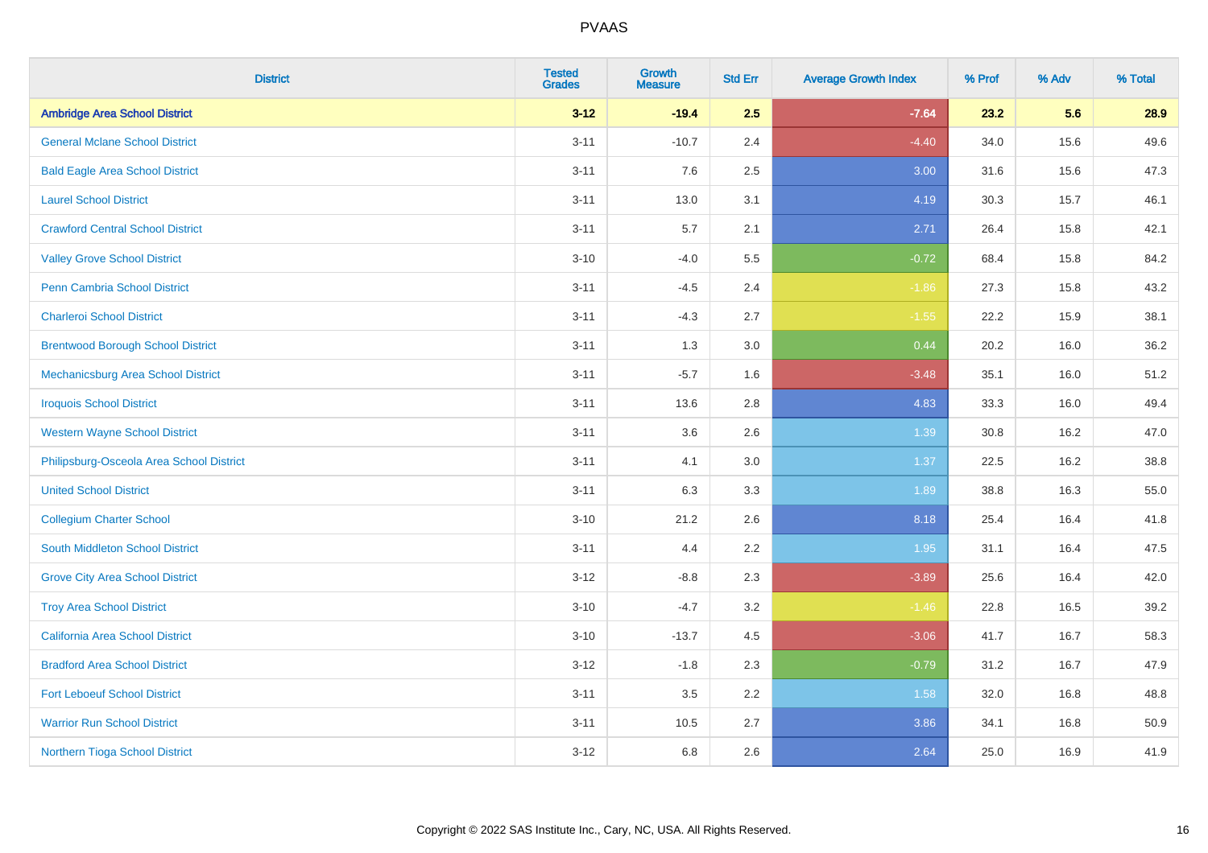# PVAAS

| District | Tested Grades | Growth Measure | Std Err | Average Growth Index | % Prof | % Adv | % Total |
|---|---|---|---|---|---|---|---|
| **Ambridge Area School District** | **3-12** | **-19.4** | **2.5** | **-7.64** | **23.2** | **5.6** | **28.9** |
| General Mclane School District | 3-11 | -10.7 | 2.4 | -4.40 | 34.0 | 15.6 | 49.6 |
| Bald Eagle Area School District | 3-11 | 7.6 | 2.5 | 3.00 | 31.6 | 15.6 | 47.3 |
| Laurel School District | 3-11 | 13.0 | 3.1 | 4.19 | 30.3 | 15.7 | 46.1 |
| Crawford Central School District | 3-11 | 5.7 | 2.1 | 2.71 | 26.4 | 15.8 | 42.1 |
| Valley Grove School District | 3-10 | -4.0 | 5.5 | -0.72 | 68.4 | 15.8 | 84.2 |
| Penn Cambria School District | 3-11 | -4.5 | 2.4 | -1.86 | 27.3 | 15.8 | 43.2 |
| Charleroi School District | 3-11 | -4.3 | 2.7 | -1.55 | 22.2 | 15.9 | 38.1 |
| Brentwood Borough School District | 3-11 | 1.3 | 3.0 | 0.44 | 20.2 | 16.0 | 36.2 |
| Mechanicsburg Area School District | 3-11 | -5.7 | 1.6 | -3.48 | 35.1 | 16.0 | 51.2 |
| Iroquois School District | 3-11 | 13.6 | 2.8 | 4.83 | 33.3 | 16.0 | 49.4 |
| Western Wayne School District | 3-11 | 3.6 | 2.6 | 1.39 | 30.8 | 16.2 | 47.0 |
| Philipsburg-Osceola Area School District | 3-11 | 4.1 | 3.0 | 1.37 | 22.5 | 16.2 | 38.8 |
| United School District | 3-11 | 6.3 | 3.3 | 1.89 | 38.8 | 16.3 | 55.0 |
| Collegium Charter School | 3-10 | 21.2 | 2.6 | 8.18 | 25.4 | 16.4 | 41.8 |
| South Middleton School District | 3-11 | 4.4 | 2.2 | 1.95 | 31.1 | 16.4 | 47.5 |
| Grove City Area School District | 3-12 | -8.8 | 2.3 | -3.89 | 25.6 | 16.4 | 42.0 |
| Troy Area School District | 3-10 | -4.7 | 3.2 | -1.46 | 22.8 | 16.5 | 39.2 |
| California Area School District | 3-10 | -13.7 | 4.5 | -3.06 | 41.7 | 16.7 | 58.3 |
| Bradford Area School District | 3-12 | -1.8 | 2.3 | -0.79 | 31.2 | 16.7 | 47.9 |
| Fort Leboeuf School District | 3-11 | 3.5 | 2.2 | 1.58 | 32.0 | 16.8 | 48.8 |
| Warrior Run School District | 3-11 | 10.5 | 2.7 | 3.86 | 34.1 | 16.8 | 50.9 |
| Northern Tioga School District | 3-12 | 6.8 | 2.6 | 2.64 | 25.0 | 16.9 | 41.9 |

Copyright © 2022 SAS Institute Inc., Cary, NC, USA. All Rights Reserved.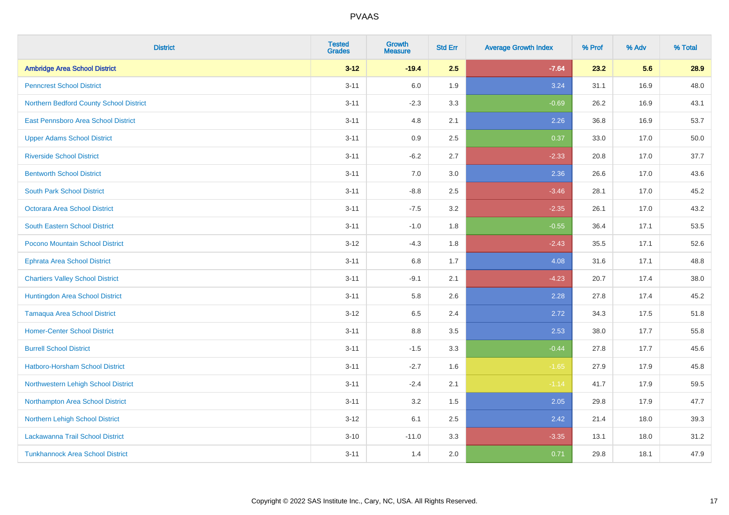| District | Tested Grades | Growth Measure | Std Err | Average Growth Index | % Prof | % Adv | % Total |
|---|---|---|---|---|---|---|---|
| **Ambridge Area School District** | **3-12** | **-19.4** | **2.5** | **-7.64** | **23.2** | **5.6** | **28.9** |
| Penncrest School District | 3-11 | 6.0 | 1.9 | 3.24 | 31.1 | 16.9 | 48.0 |
| Northern Bedford County School District | 3-11 | -2.3 | 3.3 | -0.69 | 26.2 | 16.9 | 43.1 |
| East Pennsboro Area School District | 3-11 | 4.8 | 2.1 | 2.26 | 36.8 | 16.9 | 53.7 |
| Upper Adams School District | 3-11 | 0.9 | 2.5 | 0.37 | 33.0 | 17.0 | 50.0 |
| Riverside School District | 3-11 | -6.2 | 2.7 | -2.33 | 20.8 | 17.0 | 37.7 |
| Bentworth School District | 3-11 | 7.0 | 3.0 | 2.36 | 26.6 | 17.0 | 43.6 |
| South Park School District | 3-11 | -8.8 | 2.5 | -3.46 | 28.1 | 17.0 | 45.2 |
| Octorara Area School District | 3-11 | -7.5 | 3.2 | -2.35 | 26.1 | 17.0 | 43.2 |
| South Eastern School District | 3-11 | -1.0 | 1.8 | -0.55 | 36.4 | 17.1 | 53.5 |
| Pocono Mountain School District | 3-12 | -4.3 | 1.8 | -2.43 | 35.5 | 17.1 | 52.6 |
| Ephrata Area School District | 3-11 | 6.8 | 1.7 | 4.08 | 31.6 | 17.1 | 48.8 |
| Chartiers Valley School District | 3-11 | -9.1 | 2.1 | -4.23 | 20.7 | 17.4 | 38.0 |
| Huntingdon Area School District | 3-11 | 5.8 | 2.6 | 2.28 | 27.8 | 17.4 | 45.2 |
| Tamaqua Area School District | 3-12 | 6.5 | 2.4 | 2.72 | 34.3 | 17.5 | 51.8 |
| Homer-Center School District | 3-11 | 8.8 | 3.5 | 2.53 | 38.0 | 17.7 | 55.8 |
| Burrell School District | 3-11 | -1.5 | 3.3 | -0.44 | 27.8 | 17.7 | 45.6 |
| Hatboro-Horsham School District | 3-11 | -2.7 | 1.6 | -1.65 | 27.9 | 17.9 | 45.8 |
| Northwestern Lehigh School District | 3-11 | -2.4 | 2.1 | -1.14 | 41.7 | 17.9 | 59.5 |
| Northampton Area School District | 3-11 | 3.2 | 1.5 | 2.05 | 29.8 | 17.9 | 47.7 |
| Northern Lehigh School District | 3-12 | 6.1 | 2.5 | 2.42 | 21.4 | 18.0 | 39.3 |
| Lackawanna Trail School District | 3-10 | -11.0 | 3.3 | -3.35 | 13.1 | 18.0 | 31.2 |
| Tunkhannock Area School District | 3-11 | 1.4 | 2.0 | 0.71 | 29.8 | 18.1 | 47.9 |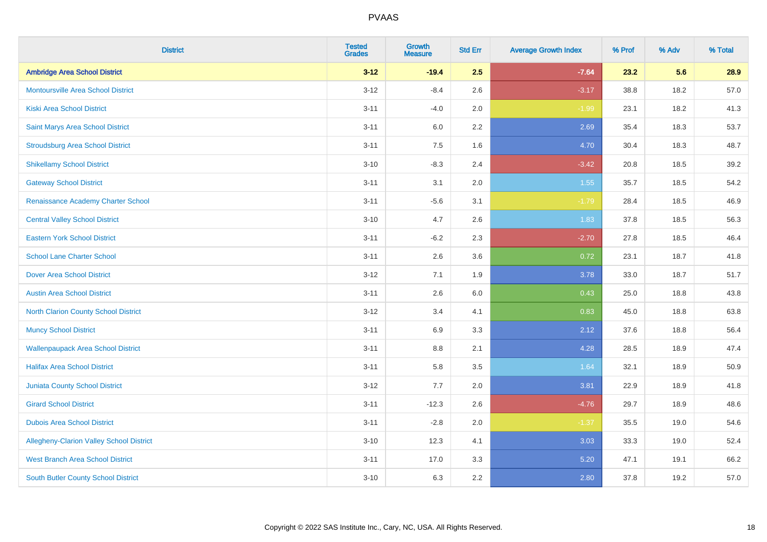| District | Tested Grades | Growth Measure | Std Err | Average Growth Index | % Prof | % Adv | % Total |
|---|---|---|---|---|---|---|---|
| **Ambridge Area School District** | **3-12** | **-19.4** | **2.5** | **-7.64** | **23.2** | **5.6** | **28.9** |
| Montoursville Area School District | 3-12 | -8.4 | 2.6 | -3.17 | 38.8 | 18.2 | 57.0 |
| Kiski Area School District | 3-11 | -4.0 | 2.0 | -1.99 | 23.1 | 18.2 | 41.3 |
| Saint Marys Area School District | 3-11 | 6.0 | 2.2 | 2.69 | 35.4 | 18.3 | 53.7 |
| Stroudsburg Area School District | 3-11 | 7.5 | 1.6 | 4.70 | 30.4 | 18.3 | 48.7 |
| Shikellamy School District | 3-10 | -8.3 | 2.4 | -3.42 | 20.8 | 18.5 | 39.2 |
| Gateway School District | 3-11 | 3.1 | 2.0 | 1.55 | 35.7 | 18.5 | 54.2 |
| Renaissance Academy Charter School | 3-11 | -5.6 | 3.1 | -1.79 | 28.4 | 18.5 | 46.9 |
| Central Valley School District | 3-10 | 4.7 | 2.6 | 1.83 | 37.8 | 18.5 | 56.3 |
| Eastern York School District | 3-11 | -6.2 | 2.3 | -2.70 | 27.8 | 18.5 | 46.4 |
| School Lane Charter School | 3-11 | 2.6 | 3.6 | 0.72 | 23.1 | 18.7 | 41.8 |
| Dover Area School District | 3-12 | 7.1 | 1.9 | 3.78 | 33.0 | 18.7 | 51.7 |
| Austin Area School District | 3-11 | 2.6 | 6.0 | 0.43 | 25.0 | 18.8 | 43.8 |
| North Clarion County School District | 3-12 | 3.4 | 4.1 | 0.83 | 45.0 | 18.8 | 63.8 |
| Muncy School District | 3-11 | 6.9 | 3.3 | 2.12 | 37.6 | 18.8 | 56.4 |
| Wallenpaupack Area School District | 3-11 | 8.8 | 2.1 | 4.28 | 28.5 | 18.9 | 47.4 |
| Halifax Area School District | 3-11 | 5.8 | 3.5 | 1.64 | 32.1 | 18.9 | 50.9 |
| Juniata County School District | 3-12 | 7.7 | 2.0 | 3.81 | 22.9 | 18.9 | 41.8 |
| Girard School District | 3-11 | -12.3 | 2.6 | -4.76 | 29.7 | 18.9 | 48.6 |
| Dubois Area School District | 3-11 | -2.8 | 2.0 | -1.37 | 35.5 | 19.0 | 54.6 |
| Allegheny-Clarion Valley School District | 3-10 | 12.3 | 4.1 | 3.03 | 33.3 | 19.0 | 52.4 |
| West Branch Area School District | 3-11 | 17.0 | 3.3 | 5.20 | 47.1 | 19.1 | 66.2 |
| South Butler County School District | 3-10 | 6.3 | 2.2 | 2.80 | 37.8 | 19.2 | 57.0 |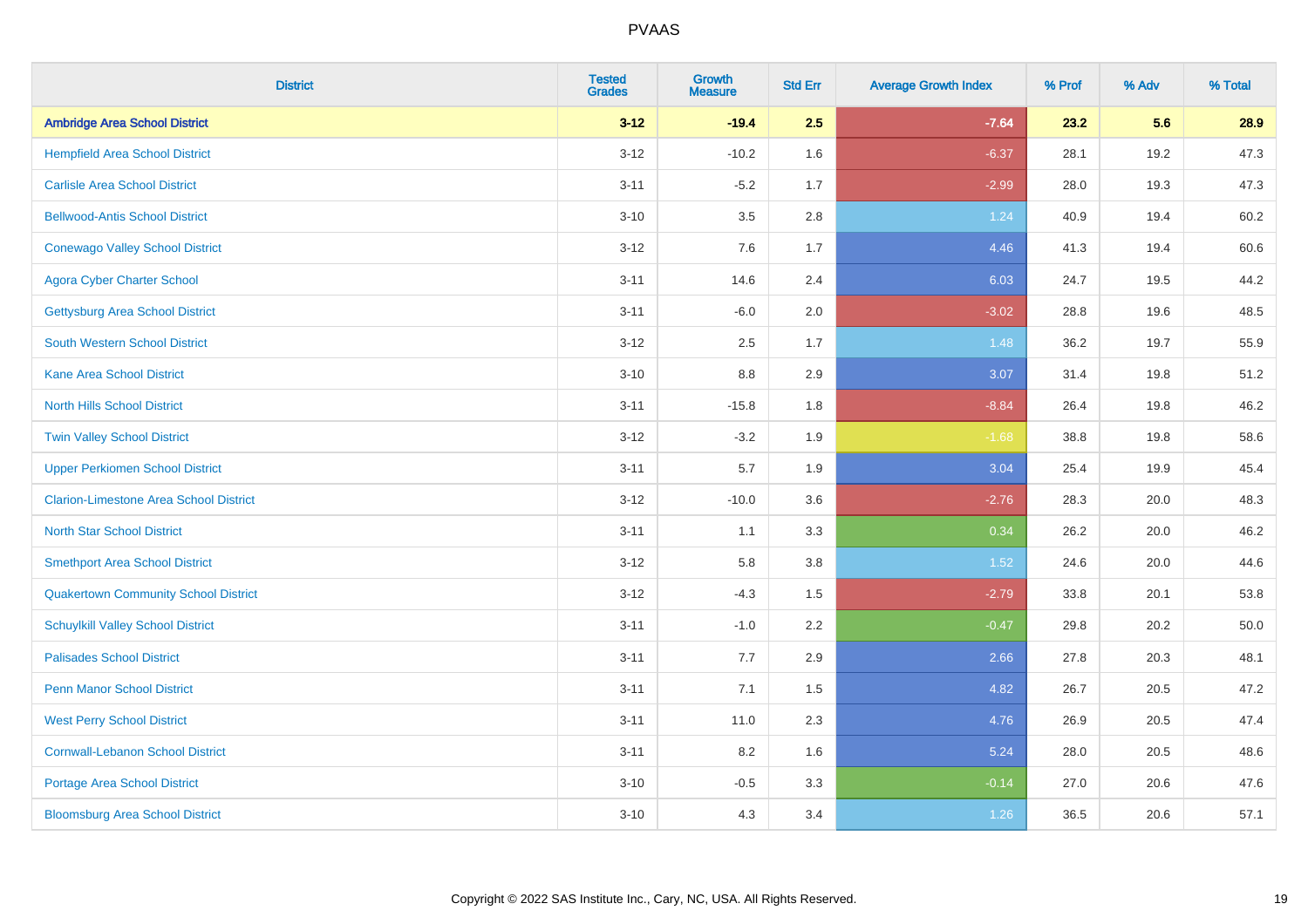# PVAAS

| District | Tested Grades | Growth Measure | Std Err | Average Growth Index | % Prof | % Adv | % Total |
|---|---|---|---|---|---|---|---|
| **Ambridge Area School District** | **3-12** | **-19.4** | **2.5** | **-7.64** | **23.2** | **5.6** | **28.9** |
| Hempfield Area School District | 3-12 | -10.2 | 1.6 | -6.37 | 28.1 | 19.2 | 47.3 |
| Carlisle Area School District | 3-11 | -5.2 | 1.7 | -2.99 | 28.0 | 19.3 | 47.3 |
| Bellwood-Antis School District | 3-10 | 3.5 | 2.8 | 1.24 | 40.9 | 19.4 | 60.2 |
| Conewago Valley School District | 3-12 | 7.6 | 1.7 | 4.46 | 41.3 | 19.4 | 60.6 |
| Agora Cyber Charter School | 3-11 | 14.6 | 2.4 | 6.03 | 24.7 | 19.5 | 44.2 |
| Gettysburg Area School District | 3-11 | -6.0 | 2.0 | -3.02 | 28.8 | 19.6 | 48.5 |
| South Western School District | 3-12 | 2.5 | 1.7 | 1.48 | 36.2 | 19.7 | 55.9 |
| Kane Area School District | 3-10 | 8.8 | 2.9 | 3.07 | 31.4 | 19.8 | 51.2 |
| North Hills School District | 3-11 | -15.8 | 1.8 | -8.84 | 26.4 | 19.8 | 46.2 |
| Twin Valley School District | 3-12 | -3.2 | 1.9 | -1.68 | 38.8 | 19.8 | 58.6 |
| Upper Perkiomen School District | 3-11 | 5.7 | 1.9 | 3.04 | 25.4 | 19.9 | 45.4 |
| Clarion-Limestone Area School District | 3-12 | -10.0 | 3.6 | -2.76 | 28.3 | 20.0 | 48.3 |
| North Star School District | 3-11 | 1.1 | 3.3 | 0.34 | 26.2 | 20.0 | 46.2 |
| Smethport Area School District | 3-12 | 5.8 | 3.8 | 1.52 | 24.6 | 20.0 | 44.6 |
| Quakertown Community School District | 3-12 | -4.3 | 1.5 | -2.79 | 33.8 | 20.1 | 53.8 |
| Schuylkill Valley School District | 3-11 | -1.0 | 2.2 | -0.47 | 29.8 | 20.2 | 50.0 |
| Palisades School District | 3-11 | 7.7 | 2.9 | 2.66 | 27.8 | 20.3 | 48.1 |
| Penn Manor School District | 3-11 | 7.1 | 1.5 | 4.82 | 26.7 | 20.5 | 47.2 |
| West Perry School District | 3-11 | 11.0 | 2.3 | 4.76 | 26.9 | 20.5 | 47.4 |
| Cornwall-Lebanon School District | 3-11 | 8.2 | 1.6 | 5.24 | 28.0 | 20.5 | 48.6 |
| Portage Area School District | 3-10 | -0.5 | 3.3 | -0.14 | 27.0 | 20.6 | 47.6 |
| Bloomsburg Area School District | 3-10 | 4.3 | 3.4 | 1.26 | 36.5 | 20.6 | 57.1 |

Copyright © 2022 SAS Institute Inc., Cary, NC, USA. All Rights Reserved.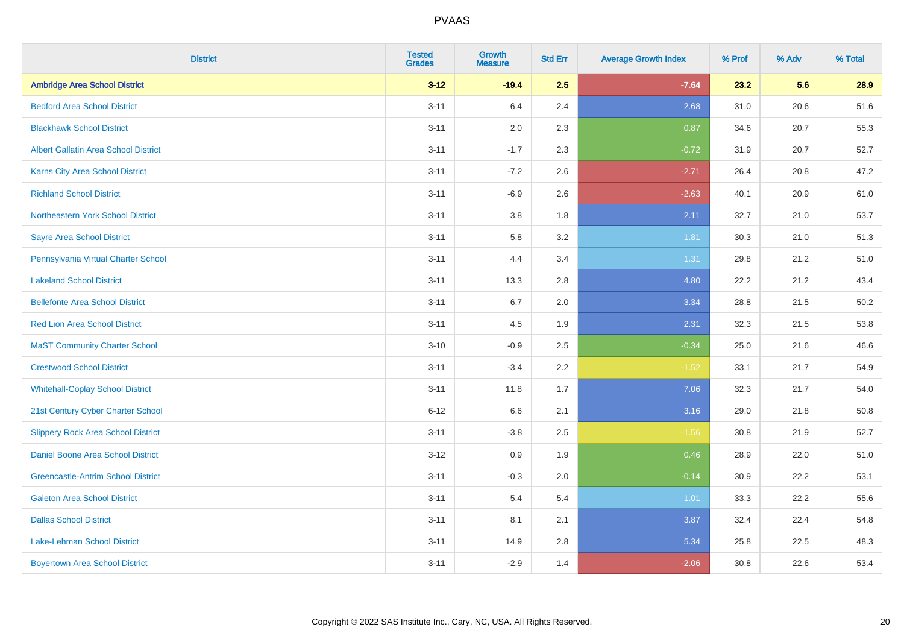# PVAAS

| District | Tested Grades | Growth Measure | Std Err | Average Growth Index | % Prof | % Adv | % Total |
|---|---|---|---|---|---|---|---|
| **Ambridge Area School District** | **3-12** | **-19.4** | **2.5** | **-7.64** | **23.2** | **5.6** | **28.9** |
| Bedford Area School District | 3-11 | 6.4 | 2.4 | 2.68 | 31.0 | 20.6 | 51.6 |
| Blackhawk School District | 3-11 | 2.0 | 2.3 | 0.87 | 34.6 | 20.7 | 55.3 |
| Albert Gallatin Area School District | 3-11 | -1.7 | 2.3 | -0.72 | 31.9 | 20.7 | 52.7 |
| Karns City Area School District | 3-11 | -7.2 | 2.6 | -2.71 | 26.4 | 20.8 | 47.2 |
| Richland School District | 3-11 | -6.9 | 2.6 | -2.63 | 40.1 | 20.9 | 61.0 |
| Northeastern York School District | 3-11 | 3.8 | 1.8 | 2.11 | 32.7 | 21.0 | 53.7 |
| Sayre Area School District | 3-11 | 5.8 | 3.2 | 1.81 | 30.3 | 21.0 | 51.3 |
| Pennsylvania Virtual Charter School | 3-11 | 4.4 | 3.4 | 1.31 | 29.8 | 21.2 | 51.0 |
| Lakeland School District | 3-11 | 13.3 | 2.8 | 4.80 | 22.2 | 21.2 | 43.4 |
| Bellefonte Area School District | 3-11 | 6.7 | 2.0 | 3.34 | 28.8 | 21.5 | 50.2 |
| Red Lion Area School District | 3-11 | 4.5 | 1.9 | 2.31 | 32.3 | 21.5 | 53.8 |
| MaST Community Charter School | 3-10 | -0.9 | 2.5 | -0.34 | 25.0 | 21.6 | 46.6 |
| Crestwood School District | 3-11 | -3.4 | 2.2 | -1.52 | 33.1 | 21.7 | 54.9 |
| Whitehall-Coplay School District | 3-11 | 11.8 | 1.7 | 7.06 | 32.3 | 21.7 | 54.0 |
| 21st Century Cyber Charter School | 6-12 | 6.6 | 2.1 | 3.16 | 29.0 | 21.8 | 50.8 |
| Slippery Rock Area School District | 3-11 | -3.8 | 2.5 | -1.56 | 30.8 | 21.9 | 52.7 |
| Daniel Boone Area School District | 3-12 | 0.9 | 1.9 | 0.46 | 28.9 | 22.0 | 51.0 |
| Greencastle-Antrim School District | 3-11 | -0.3 | 2.0 | -0.14 | 30.9 | 22.2 | 53.1 |
| Galeton Area School District | 3-11 | 5.4 | 5.4 | 1.01 | 33.3 | 22.2 | 55.6 |
| Dallas School District | 3-11 | 8.1 | 2.1 | 3.87 | 32.4 | 22.4 | 54.8 |
| Lake-Lehman School District | 3-11 | 14.9 | 2.8 | 5.34 | 25.8 | 22.5 | 48.3 |
| Boyertown Area School District | 3-11 | -2.9 | 1.4 | -2.06 | 30.8 | 22.6 | 53.4 |

Copyright © 2022 SAS Institute Inc., Cary, NC, USA. All Rights Reserved.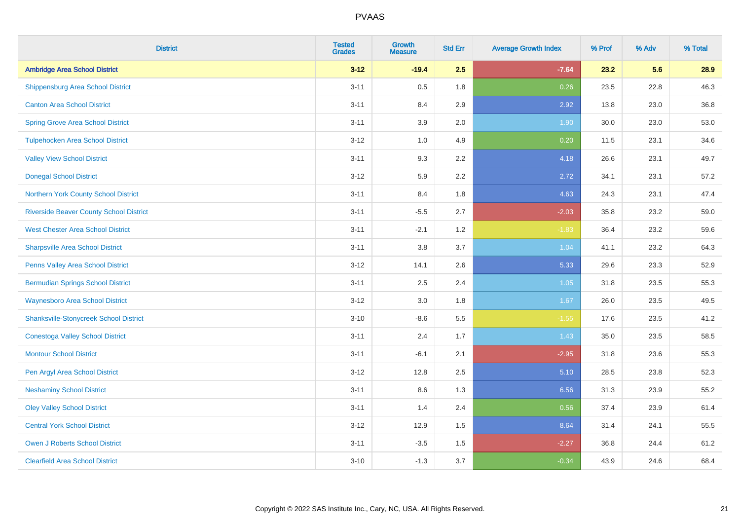# PVAAS

| District | Tested Grades | Growth Measure | Std Err | Average Growth Index | % Prof | % Adv | % Total |
|---|---|---|---|---|---|---|---|
| **Ambridge Area School District** | **3-12** | **-19.4** | **2.5** | **-7.64** | **23.2** | **5.6** | **28.9** |
| Shippensburg Area School District | 3-11 | 0.5 | 1.8 | 0.26 | 23.5 | 22.8 | 46.3 |
| Canton Area School District | 3-11 | 8.4 | 2.9 | 2.92 | 13.8 | 23.0 | 36.8 |
| Spring Grove Area School District | 3-11 | 3.9 | 2.0 | 1.90 | 30.0 | 23.0 | 53.0 |
| Tulpehocken Area School District | 3-12 | 1.0 | 4.9 | 0.20 | 11.5 | 23.1 | 34.6 |
| Valley View School District | 3-11 | 9.3 | 2.2 | 4.18 | 26.6 | 23.1 | 49.7 |
| Donegal School District | 3-12 | 5.9 | 2.2 | 2.72 | 34.1 | 23.1 | 57.2 |
| Northern York County School District | 3-11 | 8.4 | 1.8 | 4.63 | 24.3 | 23.1 | 47.4 |
| Riverside Beaver County School District | 3-11 | -5.5 | 2.7 | -2.03 | 35.8 | 23.2 | 59.0 |
| West Chester Area School District | 3-11 | -2.1 | 1.2 | -1.83 | 36.4 | 23.2 | 59.6 |
| Sharpsville Area School District | 3-11 | 3.8 | 3.7 | 1.04 | 41.1 | 23.2 | 64.3 |
| Penns Valley Area School District | 3-12 | 14.1 | 2.6 | 5.33 | 29.6 | 23.3 | 52.9 |
| Bermudian Springs School District | 3-11 | 2.5 | 2.4 | 1.05 | 31.8 | 23.5 | 55.3 |
| Waynesboro Area School District | 3-12 | 3.0 | 1.8 | 1.67 | 26.0 | 23.5 | 49.5 |
| Shanksville-Stonycreek School District | 3-10 | -8.6 | 5.5 | -1.55 | 17.6 | 23.5 | 41.2 |
| Conestoga Valley School District | 3-11 | 2.4 | 1.7 | 1.43 | 35.0 | 23.5 | 58.5 |
| Montour School District | 3-11 | -6.1 | 2.1 | -2.95 | 31.8 | 23.6 | 55.3 |
| Pen Argyl Area School District | 3-12 | 12.8 | 2.5 | 5.10 | 28.5 | 23.8 | 52.3 |
| Neshaminy School District | 3-11 | 8.6 | 1.3 | 6.56 | 31.3 | 23.9 | 55.2 |
| Oley Valley School District | 3-11 | 1.4 | 2.4 | 0.56 | 37.4 | 23.9 | 61.4 |
| Central York School District | 3-12 | 12.9 | 1.5 | 8.64 | 31.4 | 24.1 | 55.5 |
| Owen J Roberts School District | 3-11 | -3.5 | 1.5 | -2.27 | 36.8 | 24.4 | 61.2 |
| Clearfield Area School District | 3-10 | -1.3 | 3.7 | -0.34 | 43.9 | 24.6 | 68.4 |

Copyright © 2022 SAS Institute Inc., Cary, NC, USA. All Rights Reserved.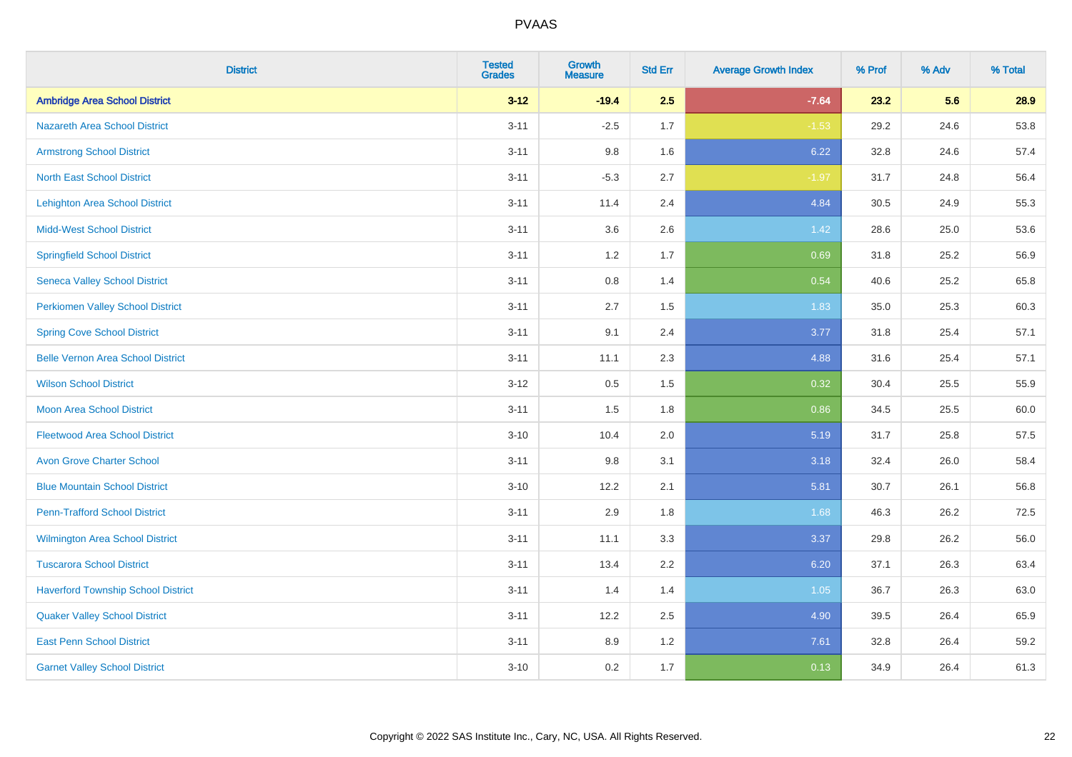| District | Tested Grades | Growth Measure | Std Err | Average Growth Index | % Prof | % Adv | % Total |
|---|---|---|---|---|---|---|---|
| **Ambridge Area School District** | **3-12** | **-19.4** | **2.5** | **-7.64** | **23.2** | **5.6** | **28.9** |
| Nazareth Area School District | 3-11 | -2.5 | 1.7 | -1.53 | 29.2 | 24.6 | 53.8 |
| Armstrong School District | 3-11 | 9.8 | 1.6 | 6.22 | 32.8 | 24.6 | 57.4 |
| North East School District | 3-11 | -5.3 | 2.7 | -1.97 | 31.7 | 24.8 | 56.4 |
| Lehighton Area School District | 3-11 | 11.4 | 2.4 | 4.84 | 30.5 | 24.9 | 55.3 |
| Midd-West School District | 3-11 | 3.6 | 2.6 | 1.42 | 28.6 | 25.0 | 53.6 |
| Springfield School District | 3-11 | 1.2 | 1.7 | 0.69 | 31.8 | 25.2 | 56.9 |
| Seneca Valley School District | 3-11 | 0.8 | 1.4 | 0.54 | 40.6 | 25.2 | 65.8 |
| Perkiomen Valley School District | 3-11 | 2.7 | 1.5 | 1.83 | 35.0 | 25.3 | 60.3 |
| Spring Cove School District | 3-11 | 9.1 | 2.4 | 3.77 | 31.8 | 25.4 | 57.1 |
| Belle Vernon Area School District | 3-11 | 11.1 | 2.3 | 4.88 | 31.6 | 25.4 | 57.1 |
| Wilson School District | 3-12 | 0.5 | 1.5 | 0.32 | 30.4 | 25.5 | 55.9 |
| Moon Area School District | 3-11 | 1.5 | 1.8 | 0.86 | 34.5 | 25.5 | 60.0 |
| Fleetwood Area School District | 3-10 | 10.4 | 2.0 | 5.19 | 31.7 | 25.8 | 57.5 |
| Avon Grove Charter School | 3-11 | 9.8 | 3.1 | 3.18 | 32.4 | 26.0 | 58.4 |
| Blue Mountain School District | 3-10 | 12.2 | 2.1 | 5.81 | 30.7 | 26.1 | 56.8 |
| Penn-Trafford School District | 3-11 | 2.9 | 1.8 | 1.68 | 46.3 | 26.2 | 72.5 |
| Wilmington Area School District | 3-11 | 11.1 | 3.3 | 3.37 | 29.8 | 26.2 | 56.0 |
| Tuscarora School District | 3-11 | 13.4 | 2.2 | 6.20 | 37.1 | 26.3 | 63.4 |
| Haverford Township School District | 3-11 | 1.4 | 1.4 | 1.05 | 36.7 | 26.3 | 63.0 |
| Quaker Valley School District | 3-11 | 12.2 | 2.5 | 4.90 | 39.5 | 26.4 | 65.9 |
| East Penn School District | 3-11 | 8.9 | 1.2 | 7.61 | 32.8 | 26.4 | 59.2 |
| Garnet Valley School District | 3-10 | 0.2 | 1.7 | 0.13 | 34.9 | 26.4 | 61.3 |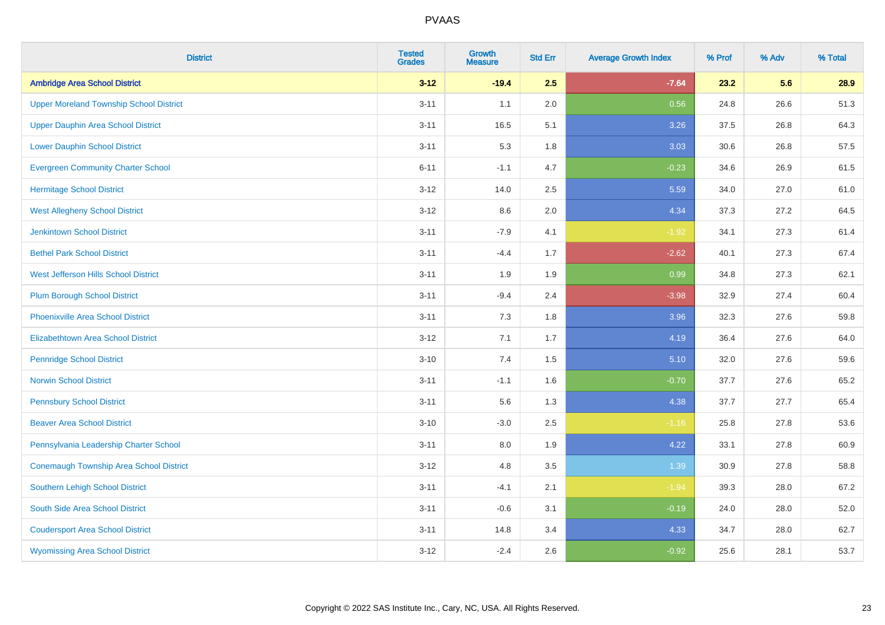# PVAAS

| District | Tested Grades | Growth Measure | Std Err | Average Growth Index | % Prof | % Adv | % Total |
|---|---|---|---|---|---|---|---|
| **Ambridge Area School District** | **3-12** | **-19.4** | **2.5** | **-7.64** | **23.2** | **5.6** | **28.9** |
| Upper Moreland Township School District | 3-11 | 1.1 | 2.0 | 0.56 | 24.8 | 26.6 | 51.3 |
| Upper Dauphin Area School District | 3-11 | 16.5 | 5.1 | 3.26 | 37.5 | 26.8 | 64.3 |
| Lower Dauphin School District | 3-11 | 5.3 | 1.8 | 3.03 | 30.6 | 26.8 | 57.5 |
| Evergreen Community Charter School | 6-11 | -1.1 | 4.7 | -0.23 | 34.6 | 26.9 | 61.5 |
| Hermitage School District | 3-12 | 14.0 | 2.5 | 5.59 | 34.0 | 27.0 | 61.0 |
| West Allegheny School District | 3-12 | 8.6 | 2.0 | 4.34 | 37.3 | 27.2 | 64.5 |
| Jenkintown School District | 3-11 | -7.9 | 4.1 | -1.92 | 34.1 | 27.3 | 61.4 |
| Bethel Park School District | 3-11 | -4.4 | 1.7 | -2.62 | 40.1 | 27.3 | 67.4 |
| West Jefferson Hills School District | 3-11 | 1.9 | 1.9 | 0.99 | 34.8 | 27.3 | 62.1 |
| Plum Borough School District | 3-11 | -9.4 | 2.4 | -3.98 | 32.9 | 27.4 | 60.4 |
| Phoenixville Area School District | 3-11 | 7.3 | 1.8 | 3.96 | 32.3 | 27.6 | 59.8 |
| Elizabethtown Area School District | 3-12 | 7.1 | 1.7 | 4.19 | 36.4 | 27.6 | 64.0 |
| Pennridge School District | 3-10 | 7.4 | 1.5 | 5.10 | 32.0 | 27.6 | 59.6 |
| Norwin School District | 3-11 | -1.1 | 1.6 | -0.70 | 37.7 | 27.6 | 65.2 |
| Pennsbury School District | 3-11 | 5.6 | 1.3 | 4.38 | 37.7 | 27.7 | 65.4 |
| Beaver Area School District | 3-10 | -3.0 | 2.5 | -1.16 | 25.8 | 27.8 | 53.6 |
| Pennsylvania Leadership Charter School | 3-11 | 8.0 | 1.9 | 4.22 | 33.1 | 27.8 | 60.9 |
| Conemaugh Township Area School District | 3-12 | 4.8 | 3.5 | 1.39 | 30.9 | 27.8 | 58.8 |
| Southern Lehigh School District | 3-11 | -4.1 | 2.1 | -1.94 | 39.3 | 28.0 | 67.2 |
| South Side Area School District | 3-11 | -0.6 | 3.1 | -0.19 | 24.0 | 28.0 | 52.0 |
| Coudersport Area School District | 3-11 | 14.8 | 3.4 | 4.33 | 34.7 | 28.0 | 62.7 |
| Wyomissing Area School District | 3-12 | -2.4 | 2.6 | -0.92 | 25.6 | 28.1 | 53.7 |

Copyright © 2022 SAS Institute Inc., Cary, NC, USA. All Rights Reserved.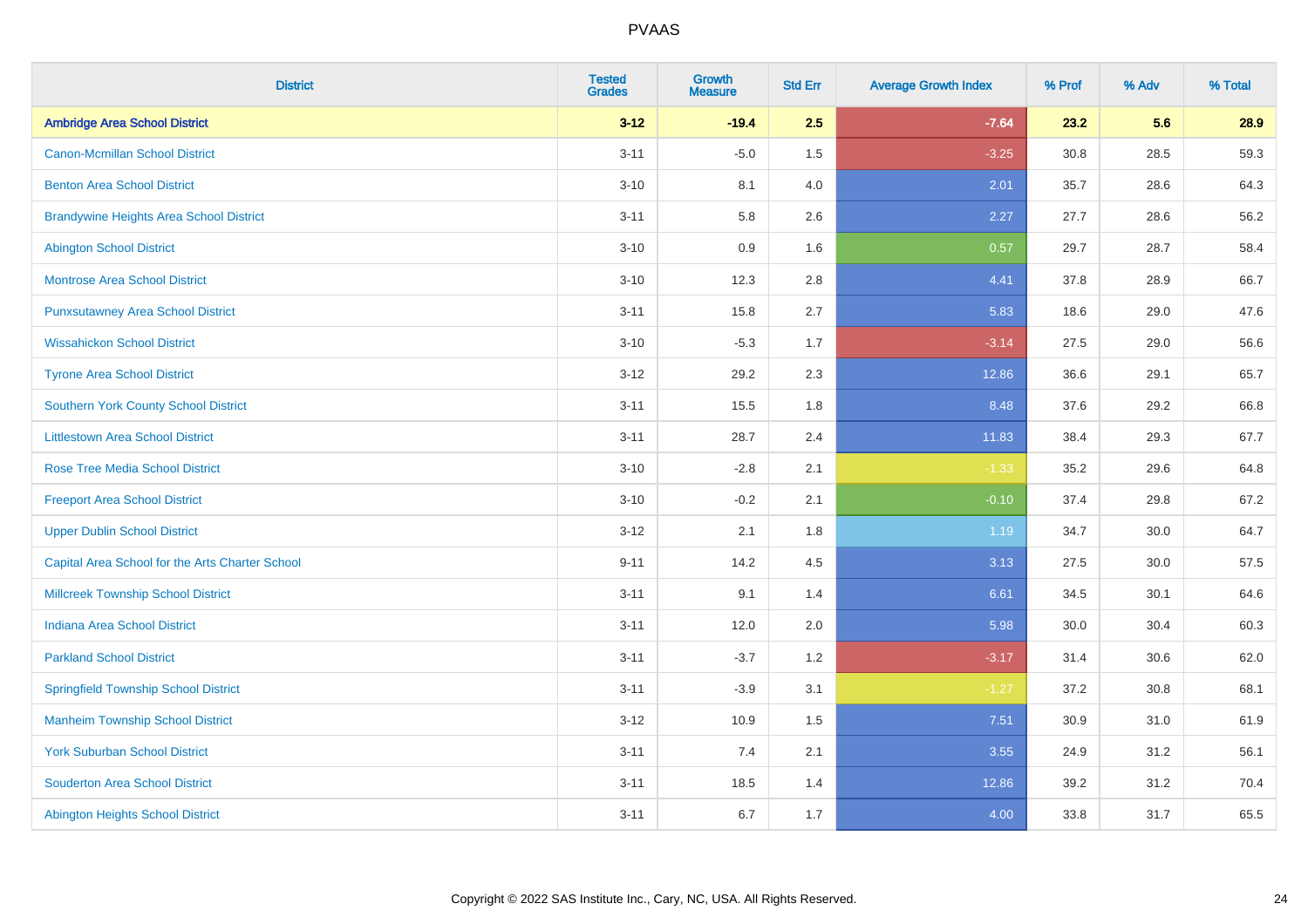| District | Tested Grades | Growth Measure | Std Err | Average Growth Index | % Prof | % Adv | % Total |
|---|---|---|---|---|---|---|---|
| **Ambridge Area School District** | **3-12** | **-19.4** | **2.5** | **-7.64** | **23.2** | **5.6** | **28.9** |
| Canon-Mcmillan School District | 3-11 | -5.0 | 1.5 | -3.25 | 30.8 | 28.5 | 59.3 |
| Benton Area School District | 3-10 | 8.1 | 4.0 | 2.01 | 35.7 | 28.6 | 64.3 |
| Brandywine Heights Area School District | 3-11 | 5.8 | 2.6 | 2.27 | 27.7 | 28.6 | 56.2 |
| Abington School District | 3-10 | 0.9 | 1.6 | 0.57 | 29.7 | 28.7 | 58.4 |
| Montrose Area School District | 3-10 | 12.3 | 2.8 | 4.41 | 37.8 | 28.9 | 66.7 |
| Punxsutawney Area School District | 3-11 | 15.8 | 2.7 | 5.83 | 18.6 | 29.0 | 47.6 |
| Wissahickon School District | 3-10 | -5.3 | 1.7 | -3.14 | 27.5 | 29.0 | 56.6 |
| Tyrone Area School District | 3-12 | 29.2 | 2.3 | 12.86 | 36.6 | 29.1 | 65.7 |
| Southern York County School District | 3-11 | 15.5 | 1.8 | 8.48 | 37.6 | 29.2 | 66.8 |
| Littlestown Area School District | 3-11 | 28.7 | 2.4 | 11.83 | 38.4 | 29.3 | 67.7 |
| Rose Tree Media School District | 3-10 | -2.8 | 2.1 | -1.33 | 35.2 | 29.6 | 64.8 |
| Freeport Area School District | 3-10 | -0.2 | 2.1 | -0.10 | 37.4 | 29.8 | 67.2 |
| Upper Dublin School District | 3-12 | 2.1 | 1.8 | 1.19 | 34.7 | 30.0 | 64.7 |
| Capital Area School for the Arts Charter School | 9-11 | 14.2 | 4.5 | 3.13 | 27.5 | 30.0 | 57.5 |
| Millcreek Township School District | 3-11 | 9.1 | 1.4 | 6.61 | 34.5 | 30.1 | 64.6 |
| Indiana Area School District | 3-11 | 12.0 | 2.0 | 5.98 | 30.0 | 30.4 | 60.3 |
| Parkland School District | 3-11 | -3.7 | 1.2 | -3.17 | 31.4 | 30.6 | 62.0 |
| Springfield Township School District | 3-11 | -3.9 | 3.1 | -1.27 | 37.2 | 30.8 | 68.1 |
| Manheim Township School District | 3-12 | 10.9 | 1.5 | 7.51 | 30.9 | 31.0 | 61.9 |
| York Suburban School District | 3-11 | 7.4 | 2.1 | 3.55 | 24.9 | 31.2 | 56.1 |
| Souderton Area School District | 3-11 | 18.5 | 1.4 | 12.86 | 39.2 | 31.2 | 70.4 |
| Abington Heights School District | 3-11 | 6.7 | 1.7 | 4.00 | 33.8 | 31.7 | 65.5 |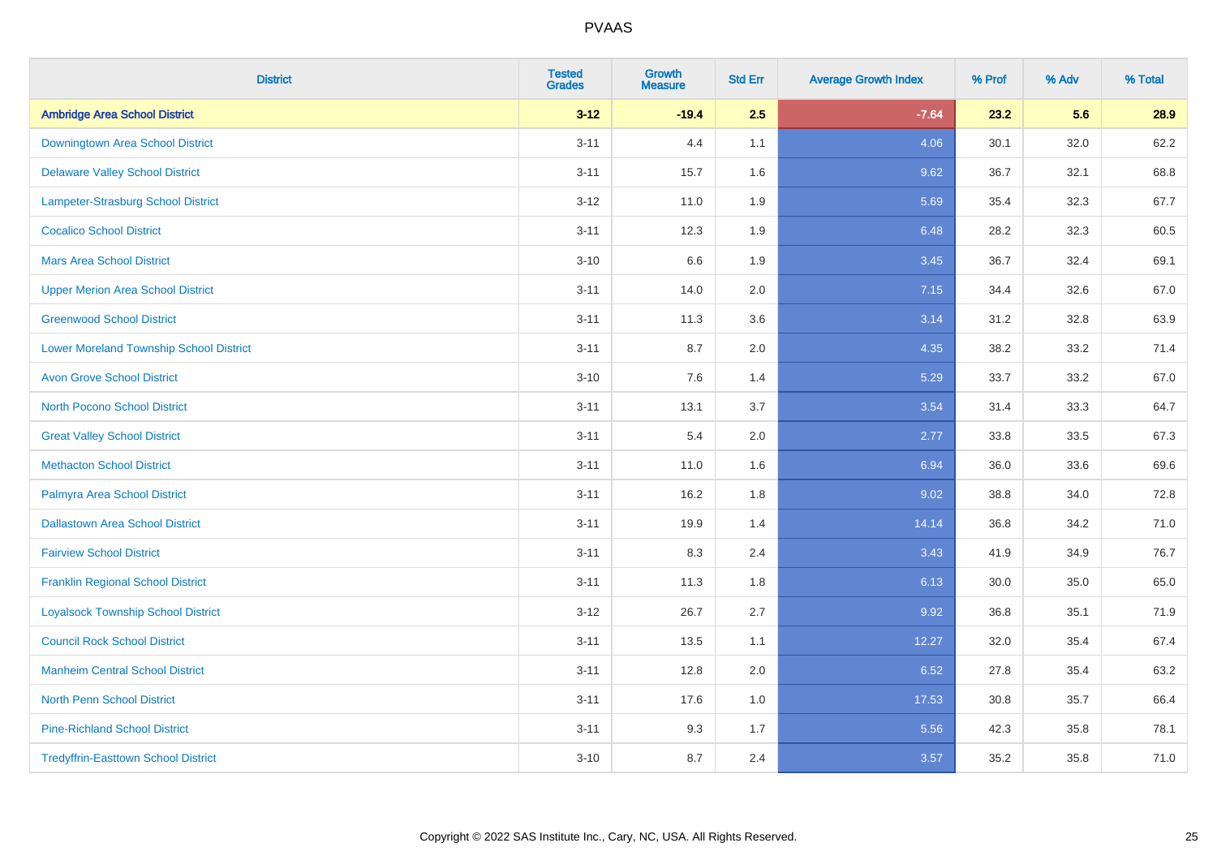# PVAAS

| District | Tested Grades | Growth Measure | Std Err | Average Growth Index | % Prof | % Adv | % Total |
|---|---|---|---|---|---|---|---|
| **Ambridge Area School District** | **3-12** | **-19.4** | **2.5** | **-7.64** | **23.2** | **5.6** | **28.9** |
| Downingtown Area School District | 3-11 | 4.4 | 1.1 | 4.06 | 30.1 | 32.0 | 62.2 |
| Delaware Valley School District | 3-11 | 15.7 | 1.6 | 9.62 | 36.7 | 32.1 | 68.8 |
| Lampeter-Strasburg School District | 3-12 | 11.0 | 1.9 | 5.69 | 35.4 | 32.3 | 67.7 |
| Cocalico School District | 3-11 | 12.3 | 1.9 | 6.48 | 28.2 | 32.3 | 60.5 |
| Mars Area School District | 3-10 | 6.6 | 1.9 | 3.45 | 36.7 | 32.4 | 69.1 |
| Upper Merion Area School District | 3-11 | 14.0 | 2.0 | 7.15 | 34.4 | 32.6 | 67.0 |
| Greenwood School District | 3-11 | 11.3 | 3.6 | 3.14 | 31.2 | 32.8 | 63.9 |
| Lower Moreland Township School District | 3-11 | 8.7 | 2.0 | 4.35 | 38.2 | 33.2 | 71.4 |
| Avon Grove School District | 3-10 | 7.6 | 1.4 | 5.29 | 33.7 | 33.2 | 67.0 |
| North Pocono School District | 3-11 | 13.1 | 3.7 | 3.54 | 31.4 | 33.3 | 64.7 |
| Great Valley School District | 3-11 | 5.4 | 2.0 | 2.77 | 33.8 | 33.5 | 67.3 |
| Methacton School District | 3-11 | 11.0 | 1.6 | 6.94 | 36.0 | 33.6 | 69.6 |
| Palmyra Area School District | 3-11 | 16.2 | 1.8 | 9.02 | 38.8 | 34.0 | 72.8 |
| Dallastown Area School District | 3-11 | 19.9 | 1.4 | 14.14 | 36.8 | 34.2 | 71.0 |
| Fairview School District | 3-11 | 8.3 | 2.4 | 3.43 | 41.9 | 34.9 | 76.7 |
| Franklin Regional School District | 3-11 | 11.3 | 1.8 | 6.13 | 30.0 | 35.0 | 65.0 |
| Loyalsock Township School District | 3-12 | 26.7 | 2.7 | 9.92 | 36.8 | 35.1 | 71.9 |
| Council Rock School District | 3-11 | 13.5 | 1.1 | 12.27 | 32.0 | 35.4 | 67.4 |
| Manheim Central School District | 3-11 | 12.8 | 2.0 | 6.52 | 27.8 | 35.4 | 63.2 |
| North Penn School District | 3-11 | 17.6 | 1.0 | 17.53 | 30.8 | 35.7 | 66.4 |
| Pine-Richland School District | 3-11 | 9.3 | 1.7 | 5.56 | 42.3 | 35.8 | 78.1 |
| Tredyffrin-Easttown School District | 3-10 | 8.7 | 2.4 | 3.57 | 35.2 | 35.8 | 71.0 |

Copyright © 2022 SAS Institute Inc., Cary, NC, USA. All Rights Reserved.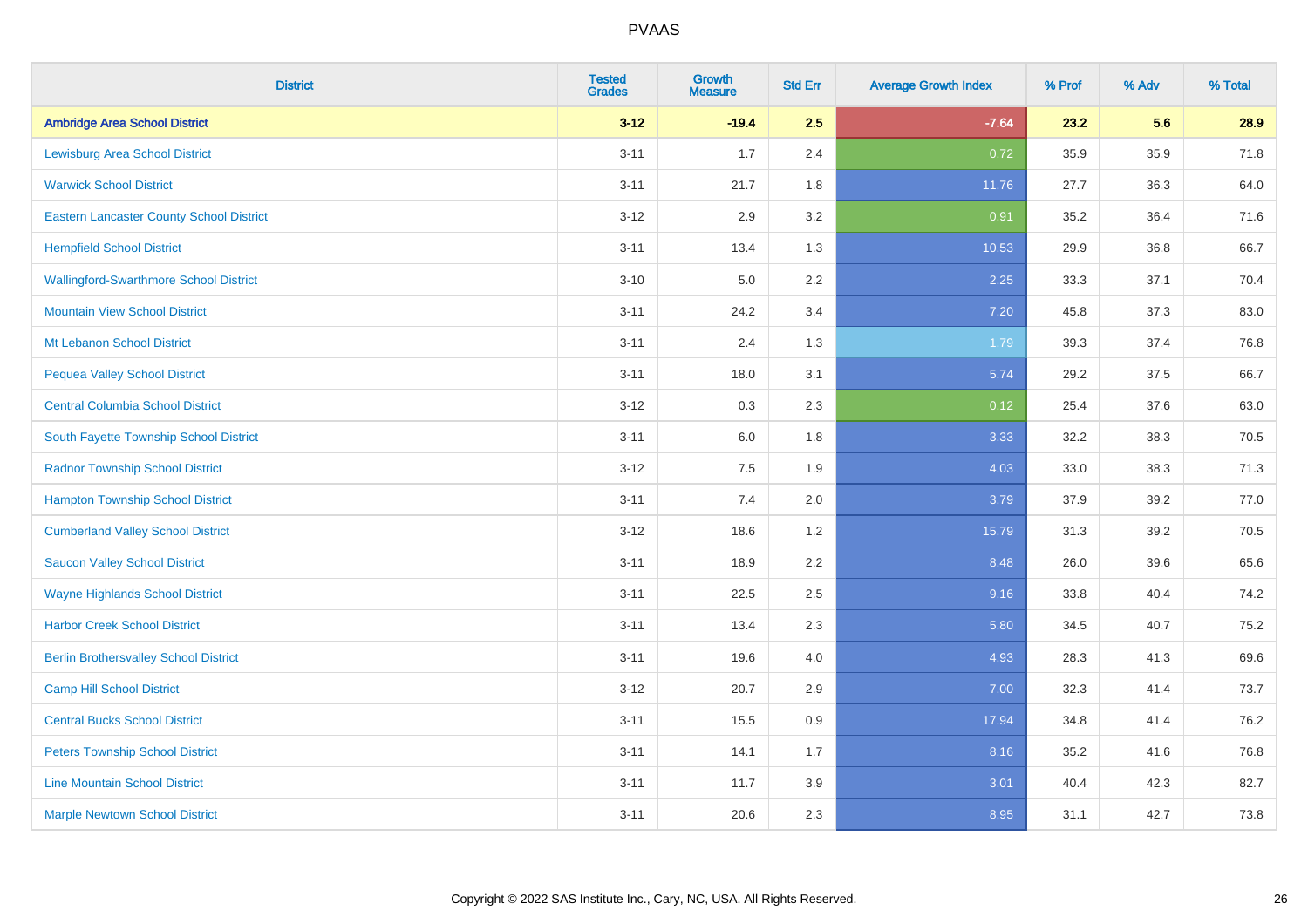| District | Tested Grades | Growth Measure | Std Err | Average Growth Index | % Prof | % Adv | % Total |
|---|---|---|---|---|---|---|---|
| **Ambridge Area School District** | **3-12** | **-19.4** | **2.5** | **-7.64** | **23.2** | **5.6** | **28.9** |
| Lewisburg Area School District | 3-11 | 1.7 | 2.4 | 0.72 | 35.9 | 35.9 | 71.8 |
| Warwick School District | 3-11 | 21.7 | 1.8 | 11.76 | 27.7 | 36.3 | 64.0 |
| Eastern Lancaster County School District | 3-12 | 2.9 | 3.2 | 0.91 | 35.2 | 36.4 | 71.6 |
| Hempfield School District | 3-11 | 13.4 | 1.3 | 10.53 | 29.9 | 36.8 | 66.7 |
| Wallingford-Swarthmore School District | 3-10 | 5.0 | 2.2 | 2.25 | 33.3 | 37.1 | 70.4 |
| Mountain View School District | 3-11 | 24.2 | 3.4 | 7.20 | 45.8 | 37.3 | 83.0 |
| Mt Lebanon School District | 3-11 | 2.4 | 1.3 | 1.79 | 39.3 | 37.4 | 76.8 |
| Pequea Valley School District | 3-11 | 18.0 | 3.1 | 5.74 | 29.2 | 37.5 | 66.7 |
| Central Columbia School District | 3-12 | 0.3 | 2.3 | 0.12 | 25.4 | 37.6 | 63.0 |
| South Fayette Township School District | 3-11 | 6.0 | 1.8 | 3.33 | 32.2 | 38.3 | 70.5 |
| Radnor Township School District | 3-12 | 7.5 | 1.9 | 4.03 | 33.0 | 38.3 | 71.3 |
| Hampton Township School District | 3-11 | 7.4 | 2.0 | 3.79 | 37.9 | 39.2 | 77.0 |
| Cumberland Valley School District | 3-12 | 18.6 | 1.2 | 15.79 | 31.3 | 39.2 | 70.5 |
| Saucon Valley School District | 3-11 | 18.9 | 2.2 | 8.48 | 26.0 | 39.6 | 65.6 |
| Wayne Highlands School District | 3-11 | 22.5 | 2.5 | 9.16 | 33.8 | 40.4 | 74.2 |
| Harbor Creek School District | 3-11 | 13.4 | 2.3 | 5.80 | 34.5 | 40.7 | 75.2 |
| Berlin Brothersvalley School District | 3-11 | 19.6 | 4.0 | 4.93 | 28.3 | 41.3 | 69.6 |
| Camp Hill School District | 3-12 | 20.7 | 2.9 | 7.00 | 32.3 | 41.4 | 73.7 |
| Central Bucks School District | 3-11 | 15.5 | 0.9 | 17.94 | 34.8 | 41.4 | 76.2 |
| Peters Township School District | 3-11 | 14.1 | 1.7 | 8.16 | 35.2 | 41.6 | 76.8 |
| Line Mountain School District | 3-11 | 11.7 | 3.9 | 3.01 | 40.4 | 42.3 | 82.7 |
| Marple Newtown School District | 3-11 | 20.6 | 2.3 | 8.95 | 31.1 | 42.7 | 73.8 |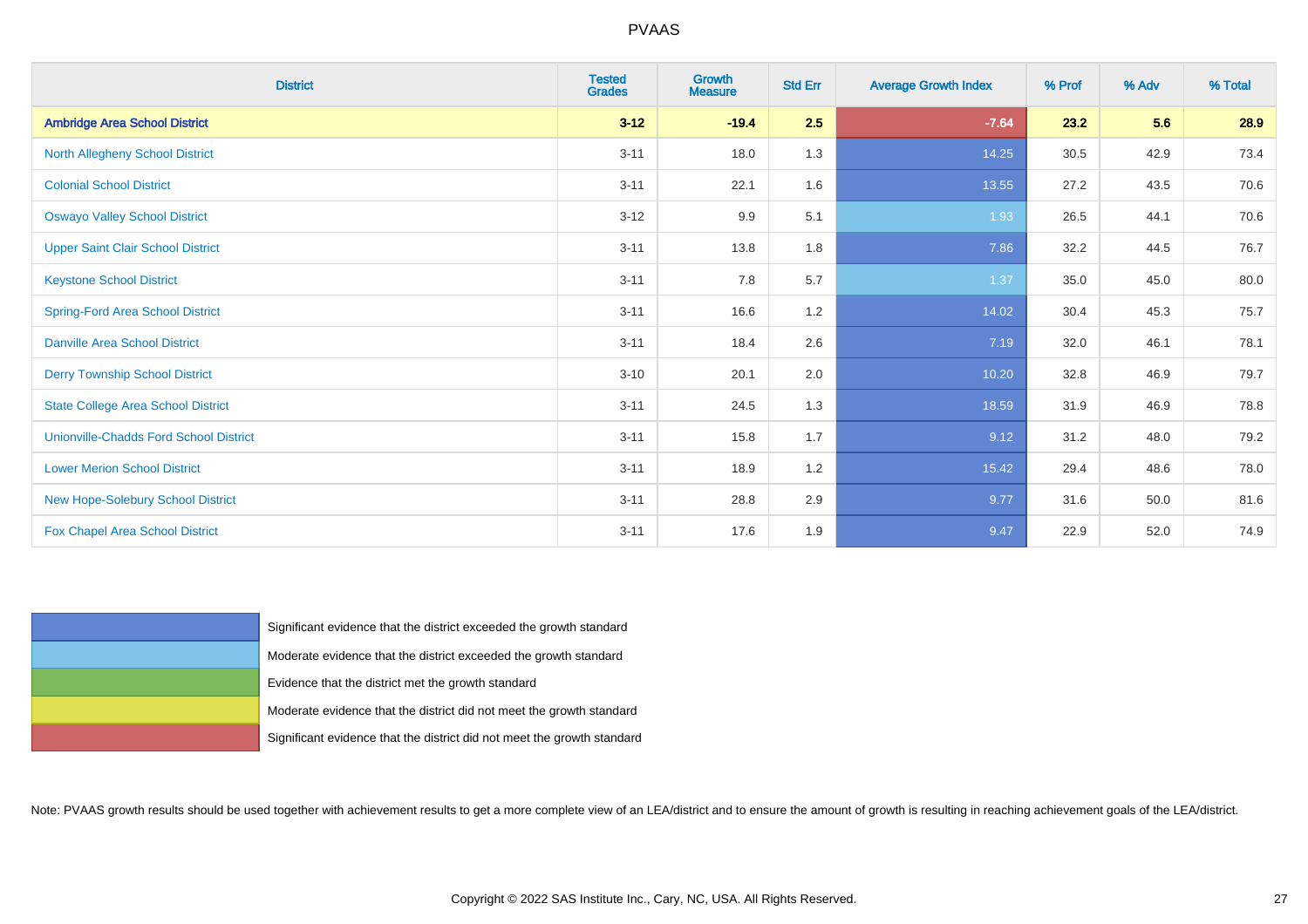# PVAAS

| District | Tested Grades | Growth Measure | Std Err | Average Growth Index | % Prof | % Adv | % Total |
|---|---|---|---|---|---|---|---|
| **Ambridge Area School District** | **3-12** | **-19.4** | **2.5** | **-7.64** | **23.2** | **5.6** | **28.9** |
| North Allegheny School District | 3-11 | 18.0 | 1.3 | 14.25 | 30.5 | 42.9 | 73.4 |
| Colonial School District | 3-11 | 22.1 | 1.6 | 13.55 | 27.2 | 43.5 | 70.6 |
| Oswayo Valley School District | 3-12 | 9.9 | 5.1 | 1.93 | 26.5 | 44.1 | 70.6 |
| Upper Saint Clair School District | 3-11 | 13.8 | 1.8 | 7.86 | 32.2 | 44.5 | 76.7 |
| Keystone School District | 3-11 | 7.8 | 5.7 | 1.37 | 35.0 | 45.0 | 80.0 |
| Spring-Ford Area School District | 3-11 | 16.6 | 1.2 | 14.02 | 30.4 | 45.3 | 75.7 |
| Danville Area School District | 3-11 | 18.4 | 2.6 | 7.19 | 32.0 | 46.1 | 78.1 |
| Derry Township School District | 3-10 | 20.1 | 2.0 | 10.20 | 32.8 | 46.9 | 79.7 |
| State College Area School District | 3-11 | 24.5 | 1.3 | 18.59 | 31.9 | 46.9 | 78.8 |
| Unionville-Chadds Ford School District | 3-11 | 15.8 | 1.7 | 9.12 | 31.2 | 48.0 | 79.2 |
| Lower Merion School District | 3-11 | 18.9 | 1.2 | 15.42 | 29.4 | 48.6 | 78.0 |
| New Hope-Solebury School District | 3-11 | 28.8 | 2.9 | 9.77 | 31.6 | 50.0 | 81.6 |
| Fox Chapel Area School District | 3-11 | 17.6 | 1.9 | 9.47 | 22.9 | 52.0 | 74.9 |

Significant evidence that the district exceeded the growth standard

Moderate evidence that the district exceeded the growth standard

Evidence that the district met the growth standard

Moderate evidence that the district did not meet the growth standard

Significant evidence that the district did not meet the growth standard

Note: PVAAS growth results should be used together with achievement results to get a more complete view of an LEA/district and to ensure the amount of growth is resulting in reaching achievement goals of the LEA/district.

Copyright © 2022 SAS Institute Inc., Cary, NC, USA. All Rights Reserved.